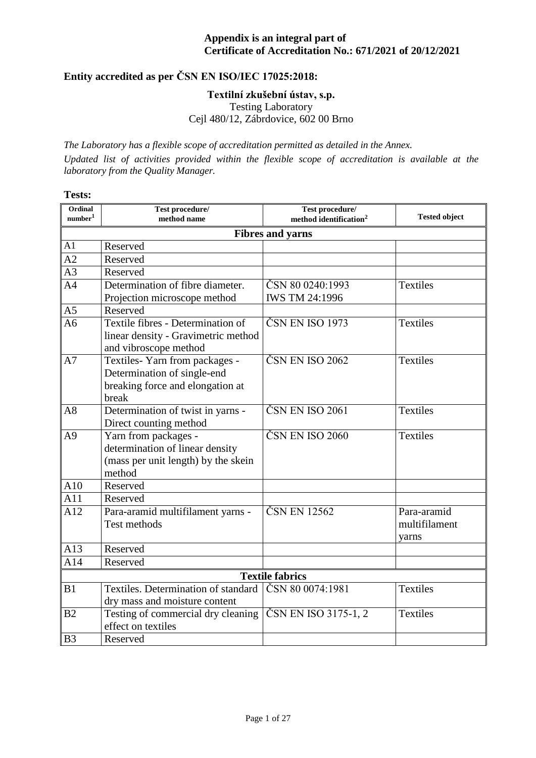**Appendix is an integral part of**
**Certificate of Accreditation No.: 671/2021 of 20/12/2021**

## Entity accredited as per ČSN EN ISO/IEC 17025:2018:

**Textilní zkušební ústav, s.p.**
Testing Laboratory
Cejl 480/12, Zábrdovice, 602 00 Brno

*The Laboratory has a flexible scope of accreditation permitted as detailed in the Annex.*

*Updated list of activities provided within the flexible scope of accreditation is available at the laboratory from the Quality Manager.*

**Tests:**

| Ordinal number[1] | Test procedure/ method name | Test procedure/ method identification[2] | Tested object |
|---|---|---|---|
| **Fibres and yarns** | | | |
| A1 | Reserved | | |
| A2 | Reserved | | |
| A3 | Reserved | | |
| A4 | Determination of fibre diameter. Projection microscope method | ČSN 80 0240:1993 IWS TM 24:1996 | Textiles |
| A5 | Reserved | | |
| A6 | Textile fibres - Determination of linear density - Gravimetric method and vibroscope method | ČSN EN ISO 1973 | Textiles |
| A7 | Textiles- Yarn from packages - Determination of single-end breaking force and elongation at break | ČSN EN ISO 2062 | Textiles |
| A8 | Determination of twist in yarns - Direct counting method | ČSN EN ISO 2061 | Textiles |
| A9 | Yarn from packages - determination of linear density (mass per unit length) by the skein method | ČSN EN ISO 2060 | Textiles |
| A10 | Reserved | | |
| A11 | Reserved | | |
| A12 | Para-aramid multifilament yarns - Test methods | ČSN EN 12562 | Para-aramid multifilament yarns |
| A13 | Reserved | | |
| A14 | Reserved | | |
| **Textile fabrics** | | | |
| B1 | Textiles. Determination of standard dry mass and moisture content | ČSN 80 0074:1981 | Textiles |
| B2 | Testing of commercial dry cleaning effect on textiles | ČSN EN ISO 3175-1, 2 | Textiles |
| B3 | Reserved | | |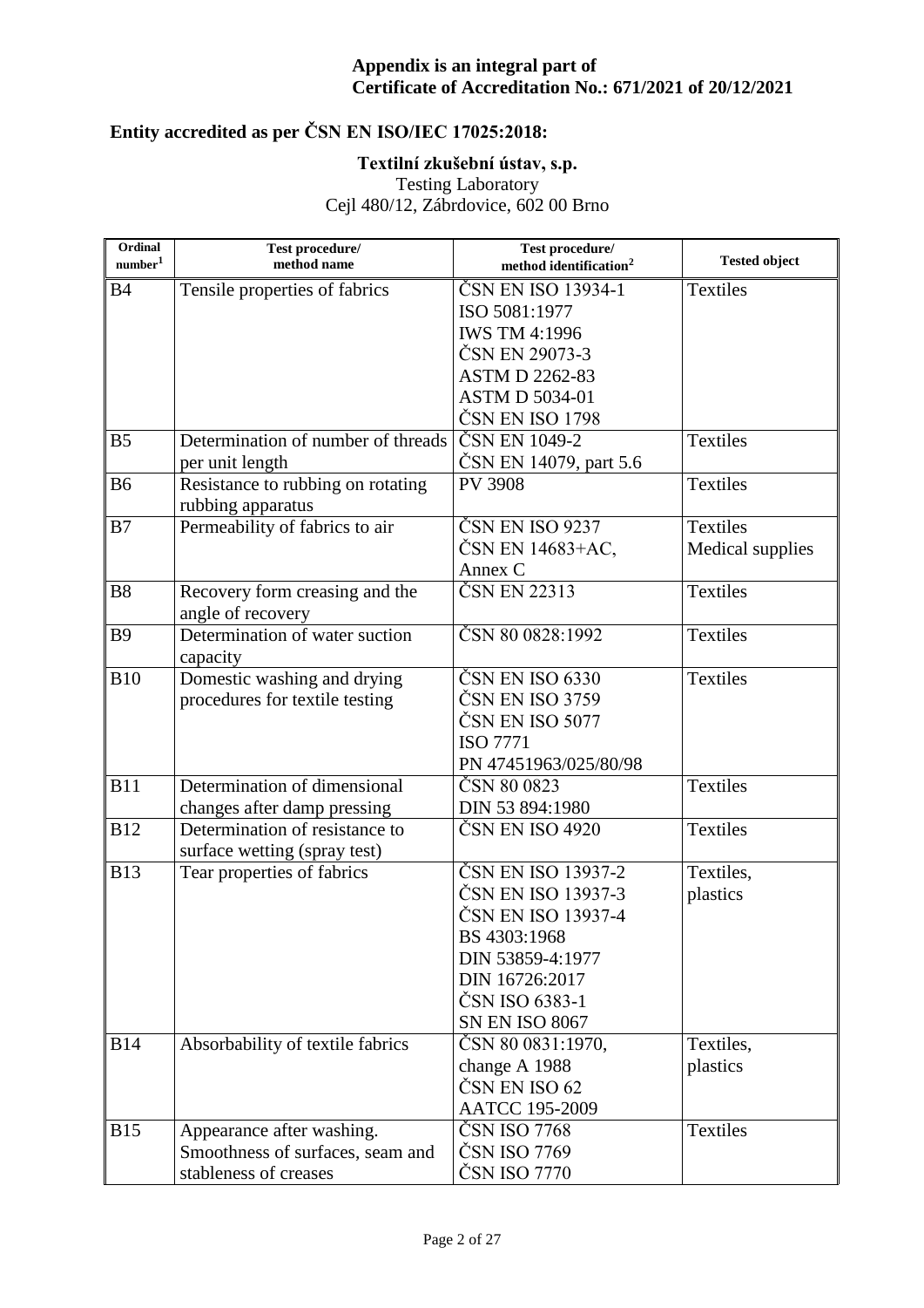**Appendix is an integral part of**
**Certificate of Accreditation No.: 671/2021 of 20/12/2021**

## Entity accredited as per ČSN EN ISO/IEC 17025:2018:

**Textilní zkušební ústav, s.p.**
Testing Laboratory
Cejl 480/12, Zábrdovice, 602 00 Brno

| Ordinal number[1] | Test procedure/ method name | Test procedure/ method identification[2] | Tested object |
|---|---|---|---|
| B4 | Tensile properties of fabrics | ČSN EN ISO 13934-1<br>ISO 5081:1977<br>IWS TM 4:1996<br>ČSN EN 29073-3<br>ASTM D 2262-83<br>ASTM D 5034-01<br>ČSN EN ISO 1798 | Textiles |
| B5 | Determination of number of threads per unit length | ČSN EN 1049-2<br>ČSN EN 14079, part 5.6 | Textiles |
| B6 | Resistance to rubbing on rotating rubbing apparatus | PV 3908 | Textiles |
| B7 | Permeability of fabrics to air | ČSN EN ISO 9237<br>ČSN EN 14683+AC, Annex C | Textiles<br>Medical supplies |
| B8 | Recovery form creasing and the angle of recovery | ČSN EN 22313 | Textiles |
| B9 | Determination of water suction capacity | ČSN 80 0828:1992 | Textiles |
| B10 | Domestic washing and drying procedures for textile testing | ČSN EN ISO 6330<br>ČSN EN ISO 3759<br>ČSN EN ISO 5077<br>ISO 7771<br>PN 47451963/025/80/98 | Textiles |
| B11 | Determination of dimensional changes after damp pressing | ČSN 80 0823<br>DIN 53 894:1980 | Textiles |
| B12 | Determination of resistance to surface wetting (spray test) | ČSN EN ISO 4920 | Textiles |
| B13 | Tear properties of fabrics | ČSN EN ISO 13937-2<br>ČSN EN ISO 13937-3<br>ČSN EN ISO 13937-4<br>BS 4303:1968<br>DIN 53859-4:1977<br>DIN 16726:2017<br>ČSN ISO 6383-1<br>SN EN ISO 8067 | Textiles, plastics |
| B14 | Absorbability of textile fabrics | ČSN 80 0831:1970, change A 1988<br>ČSN EN ISO 62<br>AATCC 195-2009 | Textiles, plastics |
| B15 | Appearance after washing. Smoothness of surfaces, seam and stableness of creases | ČSN ISO 7768<br>ČSN ISO 7769<br>ČSN ISO 7770 | Textiles |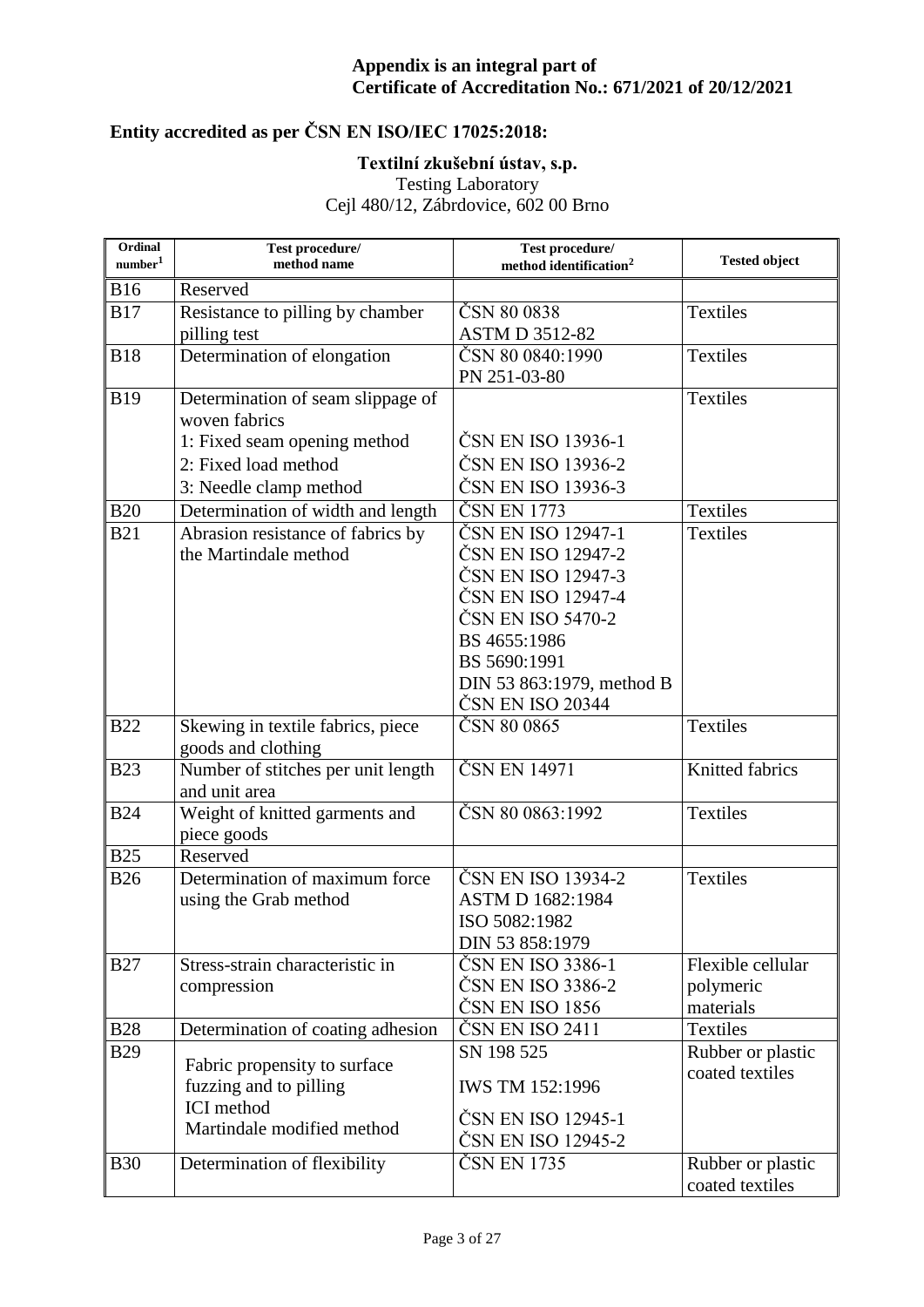**Appendix is an integral part of Certificate of Accreditation No.: 671/2021 of 20/12/2021**

## Entity accredited as per ČSN EN ISO/IEC 17025:2018:

**Textilní zkušební ústav, s.p.**
Testing Laboratory
Cejl 480/12, Zábrdovice, 602 00 Brno

| Ordinal number[1] | Test procedure/ method name | Test procedure/ method identification[2] | Tested object |
|---|---|---|---|
| B16 | Reserved | | |
| B17 | Resistance to pilling by chamber pilling test | ČSN 80 0838<br>ASTM D 3512-82 | Textiles |
| B18 | Determination of elongation | ČSN 80 0840:1990<br>PN 251-03-80 | Textiles |
| B19 | Determination of seam slippage of woven fabrics<br>1: Fixed seam opening method<br>2: Fixed load method<br>3: Needle clamp method | <br><br>ČSN EN ISO 13936-1<br>ČSN EN ISO 13936-2<br>ČSN EN ISO 13936-3 | Textiles |
| B20 | Determination of width and length | ČSN EN 1773 | Textiles |
| B21 | Abrasion resistance of fabrics by the Martindale method | ČSN EN ISO 12947-1<br>ČSN EN ISO 12947-2<br>ČSN EN ISO 12947-3<br>ČSN EN ISO 12947-4<br>ČSN EN ISO 5470-2<br>BS 4655:1986<br>BS 5690:1991<br>DIN 53 863:1979, method B<br>ČSN EN ISO 20344 | Textiles |
| B22 | Skewing in textile fabrics, piece goods and clothing | ČSN 80 0865 | Textiles |
| B23 | Number of stitches per unit length and unit area | ČSN EN 14971 | Knitted fabrics |
| B24 | Weight of knitted garments and piece goods | ČSN 80 0863:1992 | Textiles |
| B25 | Reserved | | |
| B26 | Determination of maximum force using the Grab method | ČSN EN ISO 13934-2<br>ASTM D 1682:1984<br>ISO 5082:1982<br>DIN 53 858:1979 | Textiles |
| B27 | Stress-strain characteristic in compression | ČSN EN ISO 3386-1<br>ČSN EN ISO 3386-2<br>ČSN EN ISO 1856 | Flexible cellular polymeric materials |
| B28 | Determination of coating adhesion | ČSN EN ISO 2411 | Textiles |
| B29 | Fabric propensity to surface fuzzing and to pilling<br>ICI method<br>Martindale modified method | SN 198 525<br>IWS TM 152:1996<br>ČSN EN ISO 12945-1<br>ČSN EN ISO 12945-2 | Rubber or plastic coated textiles |
| B30 | Determination of flexibility | ČSN EN 1735 | Rubber or plastic coated textiles |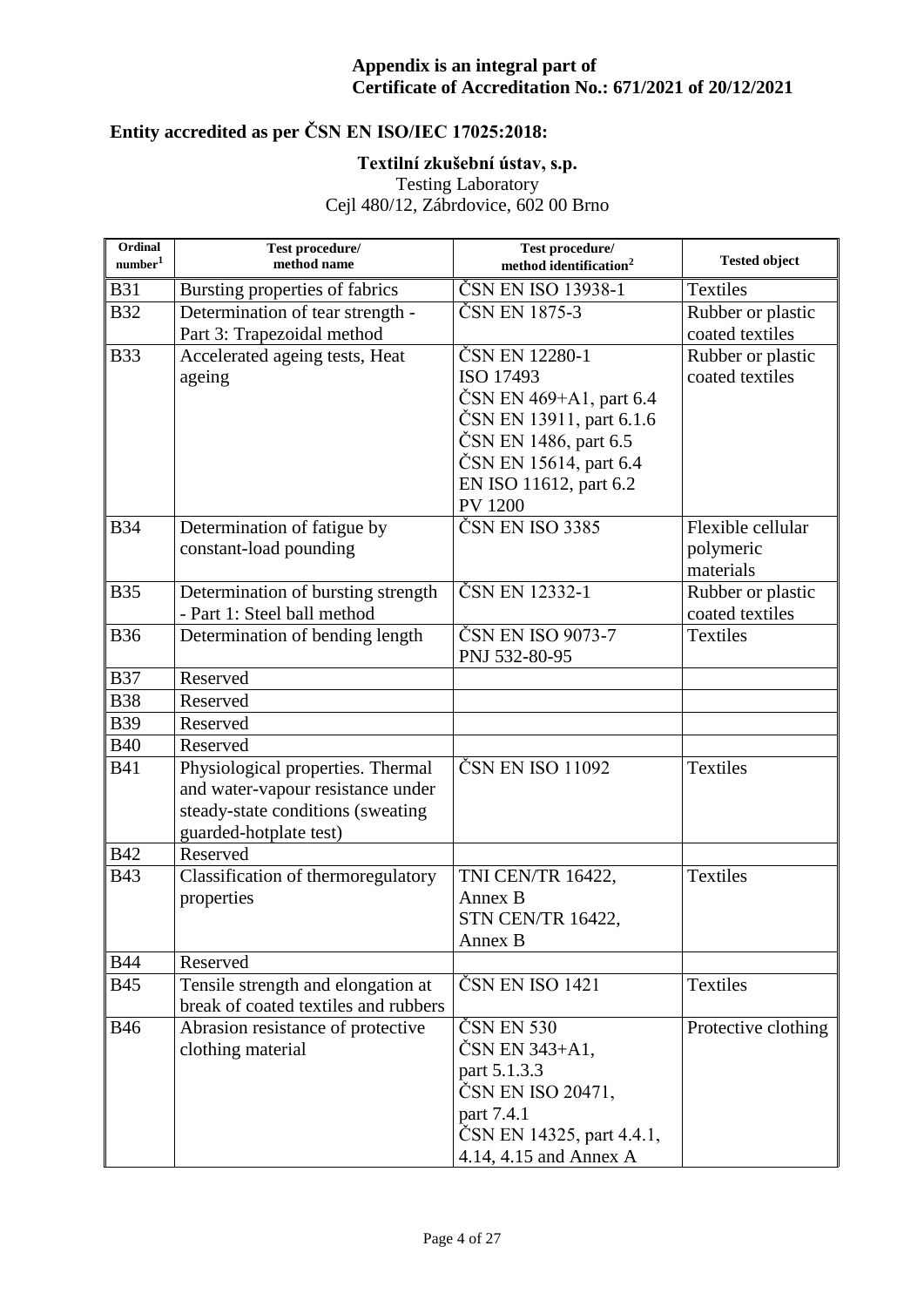**Appendix is an integral part of**
**Certificate of Accreditation No.: 671/2021 of 20/12/2021**

## Entity accredited as per ČSN EN ISO/IEC 17025:2018:

**Textilní zkušební ústav, s.p.**
Testing Laboratory
Cejl 480/12, Zábrdovice, 602 00 Brno

| Ordinal number[1] | Test procedure/ method name | Test procedure/ method identification[2] | Tested object |
|---|---|---|---|
| B31 | Bursting properties of fabrics | ČSN EN ISO 13938-1 | Textiles |
| B32 | Determination of tear strength - Part 3: Trapezoidal method | ČSN EN 1875-3 | Rubber or plastic coated textiles |
| B33 | Accelerated ageing tests, Heat ageing | ČSN EN 12280-1<br>ISO 17493<br>ČSN EN 469+A1, part 6.4<br>ČSN EN 13911, part 6.1.6<br>ČSN EN 1486, part 6.5<br>ČSN EN 15614, part 6.4<br>EN ISO 11612, part 6.2<br>PV 1200 | Rubber or plastic coated textiles |
| B34 | Determination of fatigue by constant-load pounding | ČSN EN ISO 3385 | Flexible cellular polymeric materials |
| B35 | Determination of bursting strength - Part 1: Steel ball method | ČSN EN 12332-1 | Rubber or plastic coated textiles |
| B36 | Determination of bending length | ČSN EN ISO 9073-7<br>PNJ 532-80-95 | Textiles |
| B37 | Reserved | | |
| B38 | Reserved | | |
| B39 | Reserved | | |
| B40 | Reserved | | |
| B41 | Physiological properties. Thermal and water-vapour resistance under steady-state conditions (sweating guarded-hotplate test) | ČSN EN ISO 11092 | Textiles |
| B42 | Reserved | | |
| B43 | Classification of thermoregulatory properties | TNI CEN/TR 16422, Annex B<br>STN CEN/TR 16422, Annex B | Textiles |
| B44 | Reserved | | |
| B45 | Tensile strength and elongation at break of coated textiles and rubbers | ČSN EN ISO 1421 | Textiles |
| B46 | Abrasion resistance of protective clothing material | ČSN EN 530<br>ČSN EN 343+A1, part 5.1.3.3<br>ČSN EN ISO 20471, part 7.4.1<br>ČSN EN 14325, part 4.4.1, 4.14, 4.15 and Annex A | Protective clothing |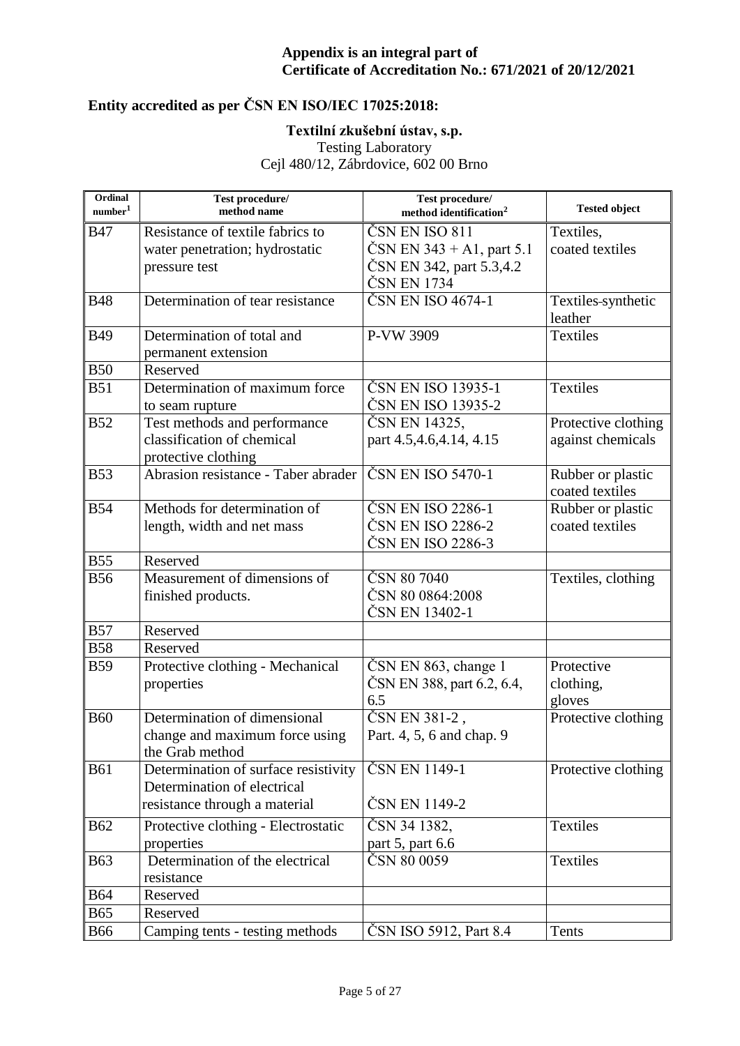**Appendix is an integral part of**
**Certificate of Accreditation No.: 671/2021 of 20/12/2021**

## Entity accredited as per ČSN EN ISO/IEC 17025:2018:

**Textilní zkušební ústav, s.p.**
Testing Laboratory
Cejl 480/12, Zábrdovice, 602 00 Brno

| Ordinal number[1] | Test procedure/ method name | Test procedure/ method identification[2] | Tested object |
|---|---|---|---|
| B47 | Resistance of textile fabrics to water penetration; hydrostatic pressure test | ČSN EN ISO 811<br>ČSN EN 343 + A1, part 5.1<br>ČSN EN 342, part 5.3,4.2<br>ČSN EN 1734 | Textiles, coated textiles |
| B48 | Determination of tear resistance | ČSN EN ISO 4674-1 | Textiles-synthetic leather |
| B49 | Determination of total and permanent extension | P-VW 3909 | Textiles |
| B50 | Reserved | | |
| B51 | Determination of maximum force to seam rupture | ČSN EN ISO 13935-1<br>ČSN EN ISO 13935-2 | Textiles |
| B52 | Test methods and performance classification of chemical protective clothing | ČSN EN 14325, part 4.5,4.6,4.14, 4.15 | Protective clothing against chemicals |
| B53 | Abrasion resistance - Taber abrader | ČSN EN ISO 5470-1 | Rubber or plastic coated textiles |
| B54 | Methods for determination of length, width and net mass | ČSN EN ISO 2286-1<br>ČSN EN ISO 2286-2<br>ČSN EN ISO 2286-3 | Rubber or plastic coated textiles |
| B55 | Reserved | | |
| B56 | Measurement of dimensions of finished products. | ČSN 80 7040<br>ČSN 80 0864:2008<br>ČSN EN 13402-1 | Textiles, clothing |
| B57 | Reserved | | |
| B58 | Reserved | | |
| B59 | Protective clothing - Mechanical properties | ČSN EN 863, change 1<br>ČSN EN 388, part 6.2, 6.4, 6.5 | Protective clothing, gloves |
| B60 | Determination of dimensional change and maximum force using the Grab method | ČSN EN 381-2 , Part. 4, 5, 6 and chap. 9 | Protective clothing |
| B61 | Determination of surface resistivity<br>Determination of electrical resistance through a material | ČSN EN 1149-1<br><br>ČSN EN 1149-2 | Protective clothing |
| B62 | Protective clothing - Electrostatic properties | ČSN 34 1382, part 5, part 6.6 | Textiles |
| B63 | Determination of the electrical resistance | ČSN 80 0059 | Textiles |
| B64 | Reserved | | |
| B65 | Reserved | | |
| B66 | Camping tents - testing methods | ČSN ISO 5912, Part 8.4 | Tents |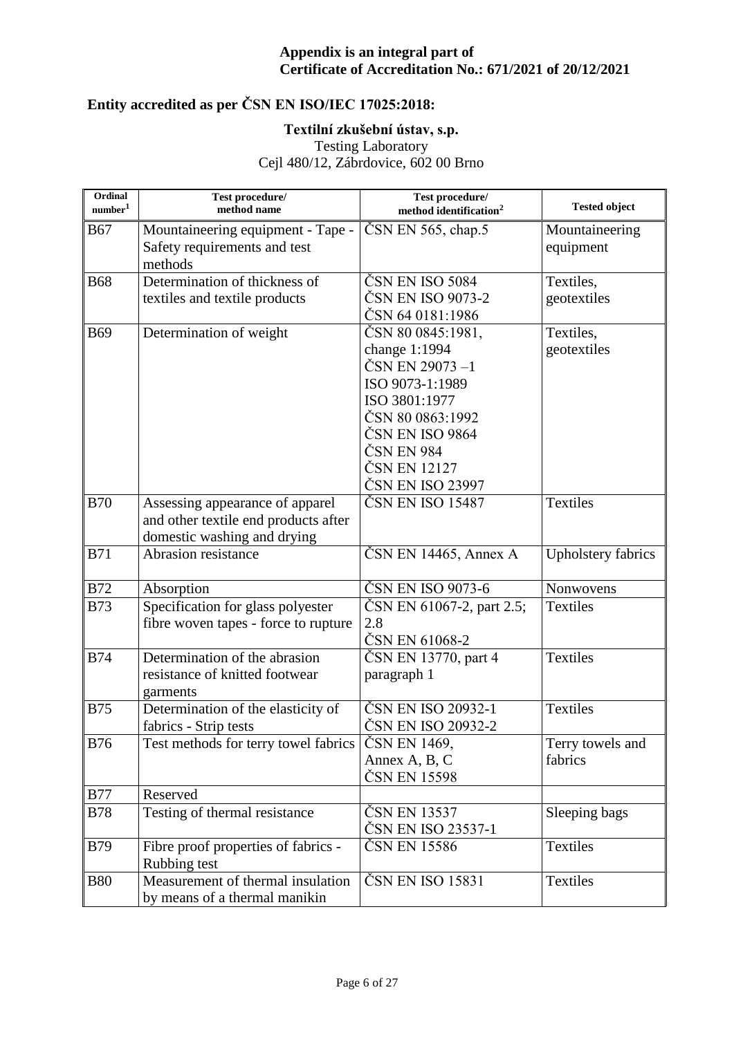**Appendix is an integral part of Certificate of Accreditation No.: 671/2021 of 20/12/2021**

**Entity accredited as per ČSN EN ISO/IEC 17025:2018:**

**Textilní zkušební ústav, s.p.**
Testing Laboratory
Cejl 480/12, Zábrdovice, 602 00 Brno

| Ordinal number[1] | Test procedure/ method name | Test procedure/ method identification[2] | Tested object |
|---|---|---|---|
| B67 | Mountaineering equipment - Tape - Safety requirements and test methods | ČSN EN 565, chap.5 | Mountaineering equipment |
| B68 | Determination of thickness of textiles and textile products | ČSN EN ISO 5084<br>ČSN EN ISO 9073-2<br>ČSN 64 0181:1986 | Textiles, geotextiles |
| B69 | Determination of weight | ČSN 80 0845:1981, change 1:1994<br>ČSN EN 29073 –1<br>ISO 9073-1:1989<br>ISO 3801:1977<br>ČSN 80 0863:1992<br>ČSN EN ISO 9864<br>ČSN EN 984<br>ČSN EN 12127<br>ČSN EN ISO 23997 | Textiles, geotextiles |
| B70 | Assessing appearance of apparel and other textile end products after domestic washing and drying | ČSN EN ISO 15487 | Textiles |
| B71 | Abrasion resistance | ČSN EN 14465, Annex A | Upholstery fabrics |
| B72 | Absorption | ČSN EN ISO 9073-6 | Nonwovens |
| B73 | Specification for glass polyester fibre woven tapes - force to rupture | ČSN EN 61067-2, part 2.5; 2.8<br>ČSN EN 61068-2 | Textiles |
| B74 | Determination of the abrasion resistance of knitted footwear garments | ČSN EN 13770, part 4 paragraph 1 | Textiles |
| B75 | Determination of the elasticity of fabrics - Strip tests | ČSN EN ISO 20932-1<br>ČSN EN ISO 20932-2 | Textiles |
| B76 | Test methods for terry towel fabrics | ČSN EN 1469, Annex A, B, C<br>ČSN EN 15598 | Terry towels and fabrics |
| B77 | Reserved | | |
| B78 | Testing of thermal resistance | ČSN EN 13537<br>ČSN EN ISO 23537-1 | Sleeping bags |
| B79 | Fibre proof properties of fabrics - Rubbing test | ČSN EN 15586 | Textiles |
| B80 | Measurement of thermal insulation by means of a thermal manikin | ČSN EN ISO 15831 | Textiles |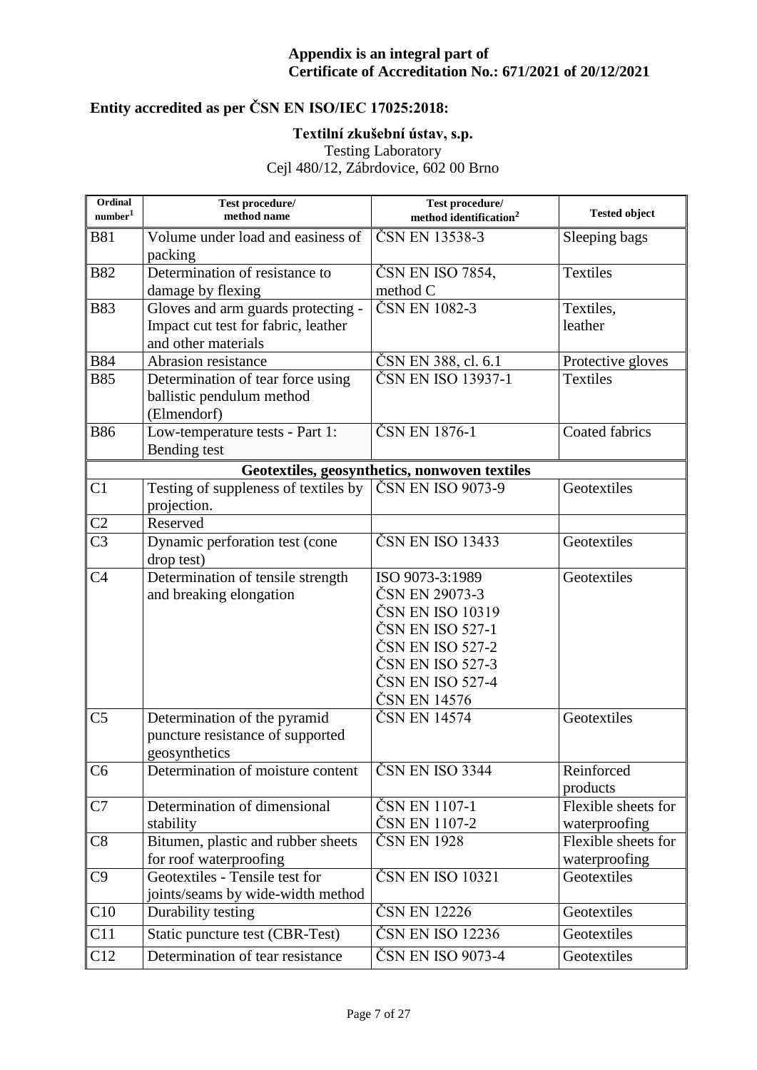**Appendix is an integral part of**
**Certificate of Accreditation No.: 671/2021 of 20/12/2021**

## Entity accredited as per ČSN EN ISO/IEC 17025:2018:

**Textilní zkušební ústav, s.p.**
Testing Laboratory
Cejl 480/12, Zábrdovice, 602 00 Brno

| Ordinal number[1] | Test procedure/ method name | Test procedure/ method identification[2] | Tested object |
|---|---|---|---|
| B81 | Volume under load and easiness of packing | ČSN EN 13538-3 | Sleeping bags |
| B82 | Determination of resistance to damage by flexing | ČSN EN ISO 7854, method C | Textiles |
| B83 | Gloves and arm guards protecting - Impact cut test for fabric, leather and other materials | ČSN EN 1082-3 | Textiles, leather |
| B84 | Abrasion resistance | ČSN EN 388, cl. 6.1 | Protective gloves |
| B85 | Determination of tear force using ballistic pendulum method (Elmendorf) | ČSN EN ISO 13937-1 | Textiles |
| B86 | Low-temperature tests - Part 1: Bending test | ČSN EN 1876-1 | Coated fabrics |
| | **Geotextiles, geosynthetics, nonwoven textiles** | | |
| C1 | Testing of suppleness of textiles by projection. | ČSN EN ISO 9073-9 | Geotextiles |
| C2 | Reserved | | |
| C3 | Dynamic perforation test (cone drop test) | ČSN EN ISO 13433 | Geotextiles |
| C4 | Determination of tensile strength and breaking elongation | ISO 9073-3:1989<br>ČSN EN 29073-3<br>ČSN EN ISO 10319<br>ČSN EN ISO 527-1<br>ČSN EN ISO 527-2<br>ČSN EN ISO 527-3<br>ČSN EN ISO 527-4<br>ČSN EN 14576 | Geotextiles |
| C5 | Determination of the pyramid puncture resistance of supported geosynthetics | ČSN EN 14574 | Geotextiles |
| C6 | Determination of moisture content | ČSN EN ISO 3344 | Reinforced products |
| C7 | Determination of dimensional stability | ČSN EN 1107-1<br>ČSN EN 1107-2 | Flexible sheets for waterproofing |
| C8 | Bitumen, plastic and rubber sheets for roof waterproofing | ČSN EN 1928 | Flexible sheets for waterproofing |
| C9 | Geotextiles - Tensile test for joints/seams by wide-width method | ČSN EN ISO 10321 | Geotextiles |
| C10 | Durability testing | ČSN EN 12226 | Geotextiles |
| C11 | Static puncture test (CBR-Test) | ČSN EN ISO 12236 | Geotextiles |
| C12 | Determination of tear resistance | ČSN EN ISO 9073-4 | Geotextiles |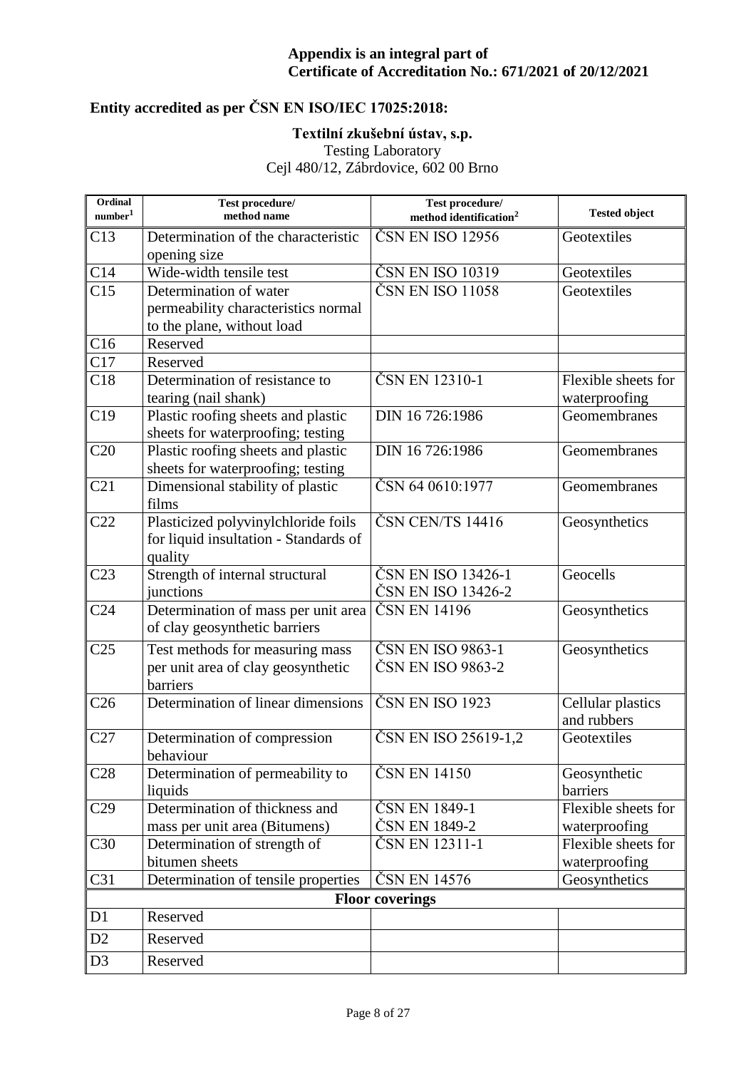**Appendix is an integral part of**
**Certificate of Accreditation No.: 671/2021 of 20/12/2021**

**Entity accredited as per ČSN EN ISO/IEC 17025:2018:**

**Textilní zkušební ústav, s.p.**
Testing Laboratory
Cejl 480/12, Zábrdovice, 602 00 Brno

| Ordinal number[1] | Test procedure/ method name | Test procedure/ method identification[2] | Tested object |
|---|---|---|---|
| C13 | Determination of the characteristic opening size | ČSN EN ISO 12956 | Geotextiles |
| C14 | Wide-width tensile test | ČSN EN ISO 10319 | Geotextiles |
| C15 | Determination of water permeability characteristics normal to the plane, without load | ČSN EN ISO 11058 | Geotextiles |
| C16 | Reserved | | |
| C17 | Reserved | | |
| C18 | Determination of resistance to tearing (nail shank) | ČSN EN 12310-1 | Flexible sheets for waterproofing |
| C19 | Plastic roofing sheets and plastic sheets for waterproofing; testing | DIN 16 726:1986 | Geomembranes |
| C20 | Plastic roofing sheets and plastic sheets for waterproofing; testing | DIN 16 726:1986 | Geomembranes |
| C21 | Dimensional stability of plastic films | ČSN 64 0610:1977 | Geomembranes |
| C22 | Plasticized polyvinylchloride foils for liquid insultation - Standards of quality | ČSN CEN/TS 14416 | Geosynthetics |
| C23 | Strength of internal structural junctions | ČSN EN ISO 13426-1<br>ČSN EN ISO 13426-2 | Geocells |
| C24 | Determination of mass per unit area of clay geosynthetic barriers | ČSN EN 14196 | Geosynthetics |
| C25 | Test methods for measuring mass per unit area of clay geosynthetic barriers | ČSN EN ISO 9863-1<br>ČSN EN ISO 9863-2 | Geosynthetics |
| C26 | Determination of linear dimensions | ČSN EN ISO 1923 | Cellular plastics and rubbers |
| C27 | Determination of compression behaviour | ČSN EN ISO 25619-1,2 | Geotextiles |
| C28 | Determination of permeability to liquids | ČSN EN 14150 | Geosynthetic barriers |
| C29 | Determination of thickness and mass per unit area (Bitumens) | ČSN EN 1849-1<br>ČSN EN 1849-2 | Flexible sheets for waterproofing |
| C30 | Determination of strength of bitumen sheets | ČSN EN 12311-1 | Flexible sheets for waterproofing |
| C31 | Determination of tensile properties | ČSN EN 14576 | Geosynthetics |
| | **Floor coverings** | | |
| D1 | Reserved | | |
| D2 | Reserved | | |
| D3 | Reserved | | |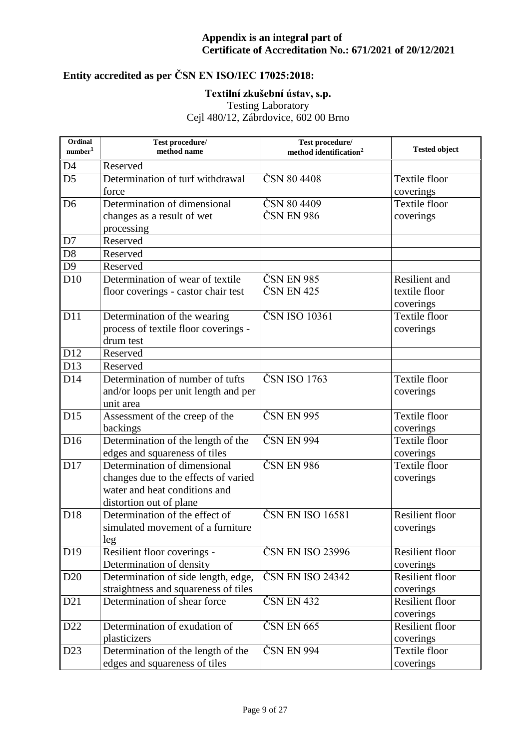**Appendix is an integral part of**
**Certificate of Accreditation No.: 671/2021 of 20/12/2021**

**Entity accredited as per ČSN EN ISO/IEC 17025:2018:**

**Textilní zkušební ústav, s.p.**
Testing Laboratory
Cejl 480/12, Zábrdovice, 602 00 Brno

| Ordinal number[1] | Test procedure/ method name | Test procedure/ method identification[2] | Tested object |
|---|---|---|---|
| D4 | Reserved | | |
| D5 | Determination of turf withdrawal force | ČSN 80 4408 | Textile floor coverings |
| D6 | Determination of dimensional changes as a result of wet processing | ČSN 80 4409<br>ČSN EN 986 | Textile floor coverings |
| D7 | Reserved | | |
| D8 | Reserved | | |
| D9 | Reserved | | |
| D10 | Determination of wear of textile floor coverings - castor chair test | ČSN EN 985<br>ČSN EN 425 | Resilient and textile floor coverings |
| D11 | Determination of the wearing process of textile floor coverings - drum test | ČSN ISO 10361 | Textile floor coverings |
| D12 | Reserved | | |
| D13 | Reserved | | |
| D14 | Determination of number of tufts and/or loops per unit length and per unit area | ČSN ISO 1763 | Textile floor coverings |
| D15 | Assessment of the creep of the backings | ČSN EN 995 | Textile floor coverings |
| D16 | Determination of the length of the edges and squareness of tiles | ČSN EN 994 | Textile floor coverings |
| D17 | Determination of dimensional changes due to the effects of varied water and heat conditions and distortion out of plane | ČSN EN 986 | Textile floor coverings |
| D18 | Determination of the effect of simulated movement of a furniture leg | ČSN EN ISO 16581 | Resilient floor coverings |
| D19 | Resilient floor coverings - Determination of density | ČSN EN ISO 23996 | Resilient floor coverings |
| D20 | Determination of side length, edge, straightness and squareness of tiles | ČSN EN ISO 24342 | Resilient floor coverings |
| D21 | Determination of shear force | ČSN EN 432 | Resilient floor coverings |
| D22 | Determination of exudation of plasticizers | ČSN EN 665 | Resilient floor coverings |
| D23 | Determination of the length of the edges and squareness of tiles | ČSN EN 994 | Textile floor coverings |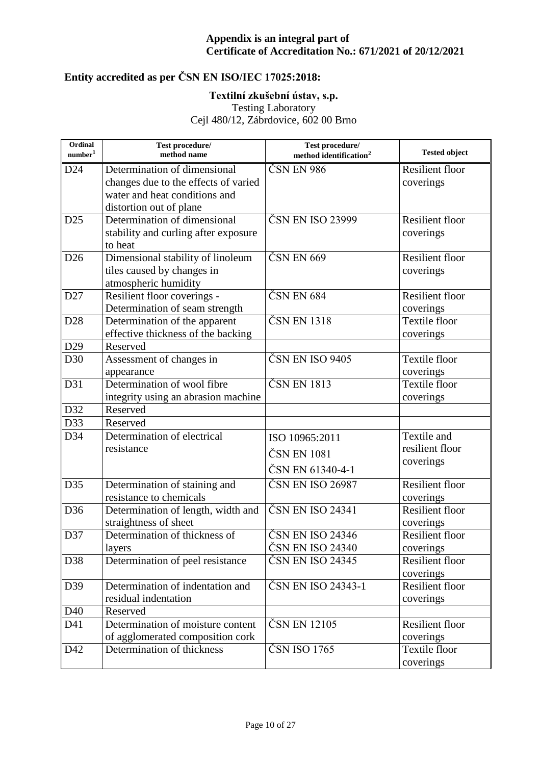**Appendix is an integral part of**
**Certificate of Accreditation No.: 671/2021 of 20/12/2021**

**Entity accredited as per ČSN EN ISO/IEC 17025:2018:**

**Textilní zkušební ústav, s.p.**
Testing Laboratory
Cejl 480/12, Zábrdovice, 602 00 Brno

| Ordinal number[1] | Test procedure/ method name | Test procedure/ method identification[2] | Tested object |
|---|---|---|---|
| D24 | Determination of dimensional changes due to the effects of varied water and heat conditions and distortion out of plane | ČSN EN 986 | Resilient floor coverings |
| D25 | Determination of dimensional stability and curling after exposure to heat | ČSN EN ISO 23999 | Resilient floor coverings |
| D26 | Dimensional stability of linoleum tiles caused by changes in atmospheric humidity | ČSN EN 669 | Resilient floor coverings |
| D27 | Resilient floor coverings - Determination of seam strength | ČSN EN 684 | Resilient floor coverings |
| D28 | Determination of the apparent effective thickness of the backing | ČSN EN 1318 | Textile floor coverings |
| D29 | Reserved | | |
| D30 | Assessment of changes in appearance | ČSN EN ISO 9405 | Textile floor coverings |
| D31 | Determination of wool fibre integrity using an abrasion machine | ČSN EN 1813 | Textile floor coverings |
| D32 | Reserved | | |
| D33 | Reserved | | |
| D34 | Determination of electrical resistance | ISO 10965:2011<br>ČSN EN 1081<br>ČSN EN 61340-4-1 | Textile and resilient floor coverings |
| D35 | Determination of staining and resistance to chemicals | ČSN EN ISO 26987 | Resilient floor coverings |
| D36 | Determination of length, width and straightness of sheet | ČSN EN ISO 24341 | Resilient floor coverings |
| D37 | Determination of thickness of layers | ČSN EN ISO 24346<br>ČSN EN ISO 24340 | Resilient floor coverings |
| D38 | Determination of peel resistance | ČSN EN ISO 24345 | Resilient floor coverings |
| D39 | Determination of indentation and residual indentation | ČSN EN ISO 24343-1 | Resilient floor coverings |
| D40 | Reserved | | |
| D41 | Determination of moisture content of agglomerated composition cork | ČSN EN 12105 | Resilient floor coverings |
| D42 | Determination of thickness | ČSN ISO 1765 | Textile floor coverings |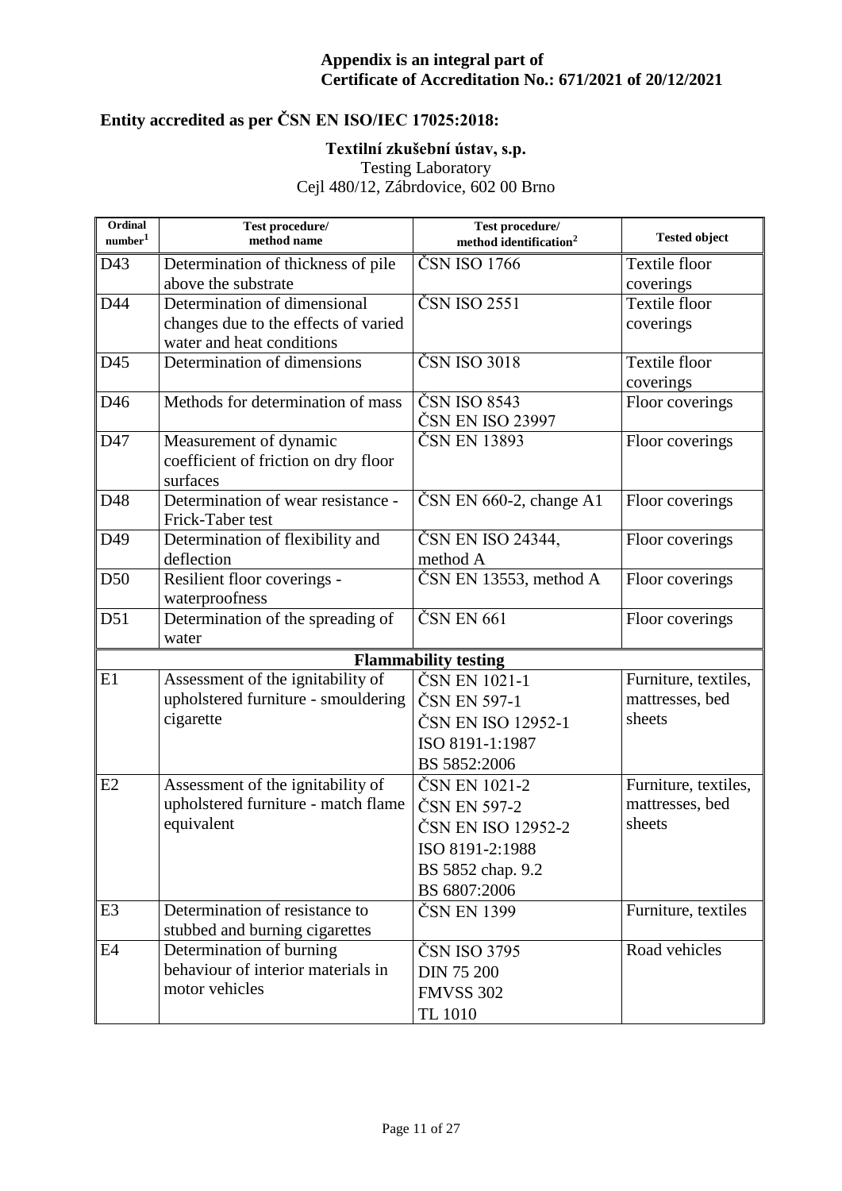**Appendix is an integral part of**
**Certificate of Accreditation No.: 671/2021 of 20/12/2021**

## Entity accredited as per ČSN EN ISO/IEC 17025:2018:

**Textilní zkušební ústav, s.p.**
Testing Laboratory
Cejl 480/12, Zábrdovice, 602 00 Brno

| Ordinal number[1] | Test procedure/ method name | Test procedure/ method identification[2] | Tested object |
|---|---|---|---|
| D43 | Determination of thickness of pile above the substrate | ČSN ISO 1766 | Textile floor coverings |
| D44 | Determination of dimensional changes due to the effects of varied water and heat conditions | ČSN ISO 2551 | Textile floor coverings |
| D45 | Determination of dimensions | ČSN ISO 3018 | Textile floor coverings |
| D46 | Methods for determination of mass | ČSN ISO 8543<br>ČSN EN ISO 23997 | Floor coverings |
| D47 | Measurement of dynamic coefficient of friction on dry floor surfaces | ČSN EN 13893 | Floor coverings |
| D48 | Determination of wear resistance - Frick-Taber test | ČSN EN 660-2, change A1 | Floor coverings |
| D49 | Determination of flexibility and deflection | ČSN EN ISO 24344, method A | Floor coverings |
| D50 | Resilient floor coverings - waterproofness | ČSN EN 13553, method A | Floor coverings |
| D51 | Determination of the spreading of water | ČSN EN 661 | Floor coverings |
| **Flammability testing** | | | |
| E1 | Assessment of the ignitability of upholstered furniture - smouldering cigarette | ČSN EN 1021-1<br>ČSN EN 597-1<br>ČSN EN ISO 12952-1<br>ISO 8191-1:1987<br>BS 5852:2006 | Furniture, textiles, mattresses, bed sheets |
| E2 | Assessment of the ignitability of upholstered furniture - match flame equivalent | ČSN EN 1021-2<br>ČSN EN 597-2<br>ČSN EN ISO 12952-2<br>ISO 8191-2:1988<br>BS 5852 chap. 9.2<br>BS 6807:2006 | Furniture, textiles, mattresses, bed sheets |
| E3 | Determination of resistance to stubbed and burning cigarettes | ČSN EN 1399 | Furniture, textiles |
| E4 | Determination of burning behaviour of interior materials in motor vehicles | ČSN ISO 3795<br>DIN 75 200<br>FMVSS 302<br>TL 1010 | Road vehicles |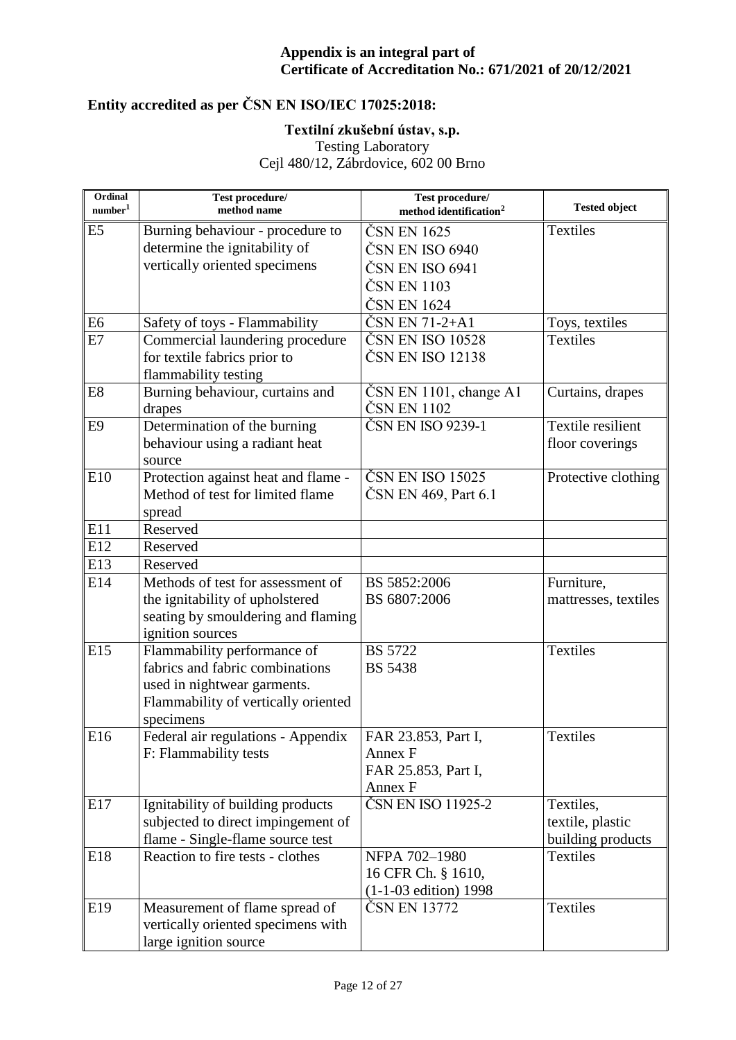**Appendix is an integral part of**
**Certificate of Accreditation No.: 671/2021 of 20/12/2021**

## Entity accredited as per ČSN EN ISO/IEC 17025:2018:

**Textilní zkušební ústav, s.p.**
Testing Laboratory
Cejl 480/12, Zábrdovice, 602 00 Brno

| Ordinal number[1] | Test procedure/ method name | Test procedure/ method identification[2] | Tested object |
|---|---|---|---|
| E5 | Burning behaviour - procedure to determine the ignitability of vertically oriented specimens | ČSN EN 1625<br>ČSN EN ISO 6940<br>ČSN EN ISO 6941<br>ČSN EN 1103<br>ČSN EN 1624 | Textiles |
| E6 | Safety of toys - Flammability | ČSN EN 71-2+A1 | Toys, textiles |
| E7 | Commercial laundering procedure for textile fabrics prior to flammability testing | ČSN EN ISO 10528<br>ČSN EN ISO 12138 | Textiles |
| E8 | Burning behaviour, curtains and drapes | ČSN EN 1101, change A1<br>ČSN EN 1102 | Curtains, drapes |
| E9 | Determination of the burning behaviour using a radiant heat source | ČSN EN ISO 9239-1 | Textile resilient floor coverings |
| E10 | Protection against heat and flame - Method of test for limited flame spread | ČSN EN ISO 15025<br>ČSN EN 469, Part 6.1 | Protective clothing |
| E11 | Reserved | | |
| E12 | Reserved | | |
| E13 | Reserved | | |
| E14 | Methods of test for assessment of the ignitability of upholstered seating by smouldering and flaming ignition sources | BS 5852:2006<br>BS 6807:2006 | Furniture, mattresses, textiles |
| E15 | Flammability performance of fabrics and fabric combinations used in nightwear garments. Flammability of vertically oriented specimens | BS 5722<br>BS 5438 | Textiles |
| E16 | Federal air regulations - Appendix F: Flammability tests | FAR 23.853, Part I, Annex F<br>FAR 25.853, Part I, Annex F | Textiles |
| E17 | Ignitability of building products subjected to direct impingement of flame - Single-flame source test | ČSN EN ISO 11925-2 | Textiles, textile, plastic building products |
| E18 | Reaction to fire tests - clothes | NFPA 702–1980<br>16 CFR Ch. § 1610, (1-1-03 edition) 1998 | Textiles |
| E19 | Measurement of flame spread of vertically oriented specimens with large ignition source | ČSN EN 13772 | Textiles |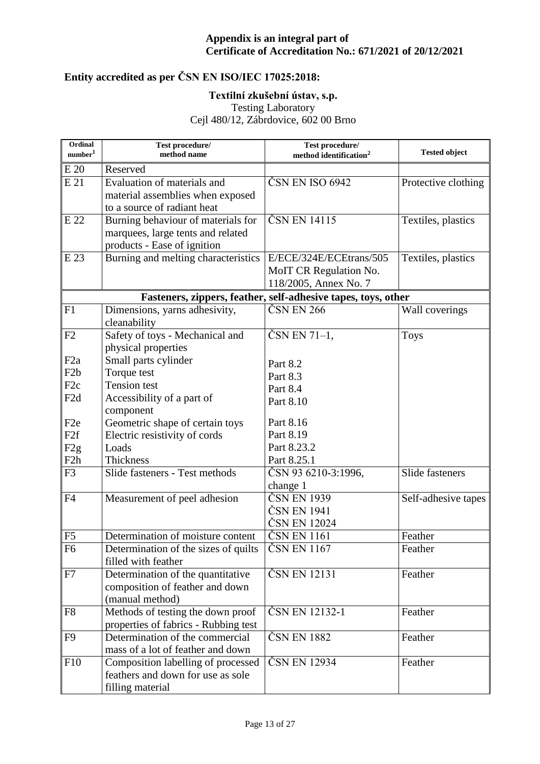**Appendix is an integral part of**
**Certificate of Accreditation No.: 671/2021 of 20/12/2021**

**Entity accredited as per ČSN EN ISO/IEC 17025:2018:**

**Textilní zkušební ústav, s.p.**
Testing Laboratory
Cejl 480/12, Zábrdovice, 602 00 Brno

| Ordinal number[1] | Test procedure/ method name | Test procedure/ method identification[2] | Tested object |
|---|---|---|---|
| E 20 | Reserved | | |
| E 21 | Evaluation of materials and material assemblies when exposed to a source of radiant heat | ČSN EN ISO 6942 | Protective clothing |
| E 22 | Burning behaviour of materials for marquees, large tents and related products - Ease of ignition | ČSN EN 14115 | Textiles, plastics |
| E 23 | Burning and melting characteristics | E/ECE/324E/ECEtrans/505 MoIT CR Regulation No. 118/2005, Annex No. 7 | Textiles, plastics |
| **Fasteners, zippers, feather, self-adhesive tapes, toys, other** | | | |
| F1 | Dimensions, yarns adhesivity, cleanability | ČSN EN 266 | Wall coverings |
| F2 | Safety of toys - Mechanical and physical properties | ČSN EN 71–1, | Toys |
| F2a | Small parts cylinder | Part 8.2 | |
| F2b | Torque test | Part 8.3 | |
| F2c | Tension test | Part 8.4 | |
| F2d | Accessibility of a part of component | Part 8.10 | |
| F2e | Geometric shape of certain toys | Part 8.16 | |
| F2f | Electric resistivity of cords | Part 8.19 | |
| F2g | Loads | Part 8.23.2 | |
| F2h | Thickness | Part 8.25.1 | |
| F3 | Slide fasteners - Test methods | ČSN 93 6210-3:1996, change 1 | Slide fasteners |
| F4 | Measurement of peel adhesion | ČSN EN 1939<br>ČSN EN 1941<br>ČSN EN 12024 | Self-adhesive tapes |
| F5 | Determination of moisture content | ČSN EN 1161 | Feather |
| F6 | Determination of the sizes of quilts filled with feather | ČSN EN 1167 | Feather |
| F7 | Determination of the quantitative composition of feather and down (manual method) | ČSN EN 12131 | Feather |
| F8 | Methods of testing the down proof properties of fabrics - Rubbing test | ČSN EN 12132-1 | Feather |
| F9 | Determination of the commercial mass of a lot of feather and down | ČSN EN 1882 | Feather |
| F10 | Composition labelling of processed feathers and down for use as sole filling material | ČSN EN 12934 | Feather |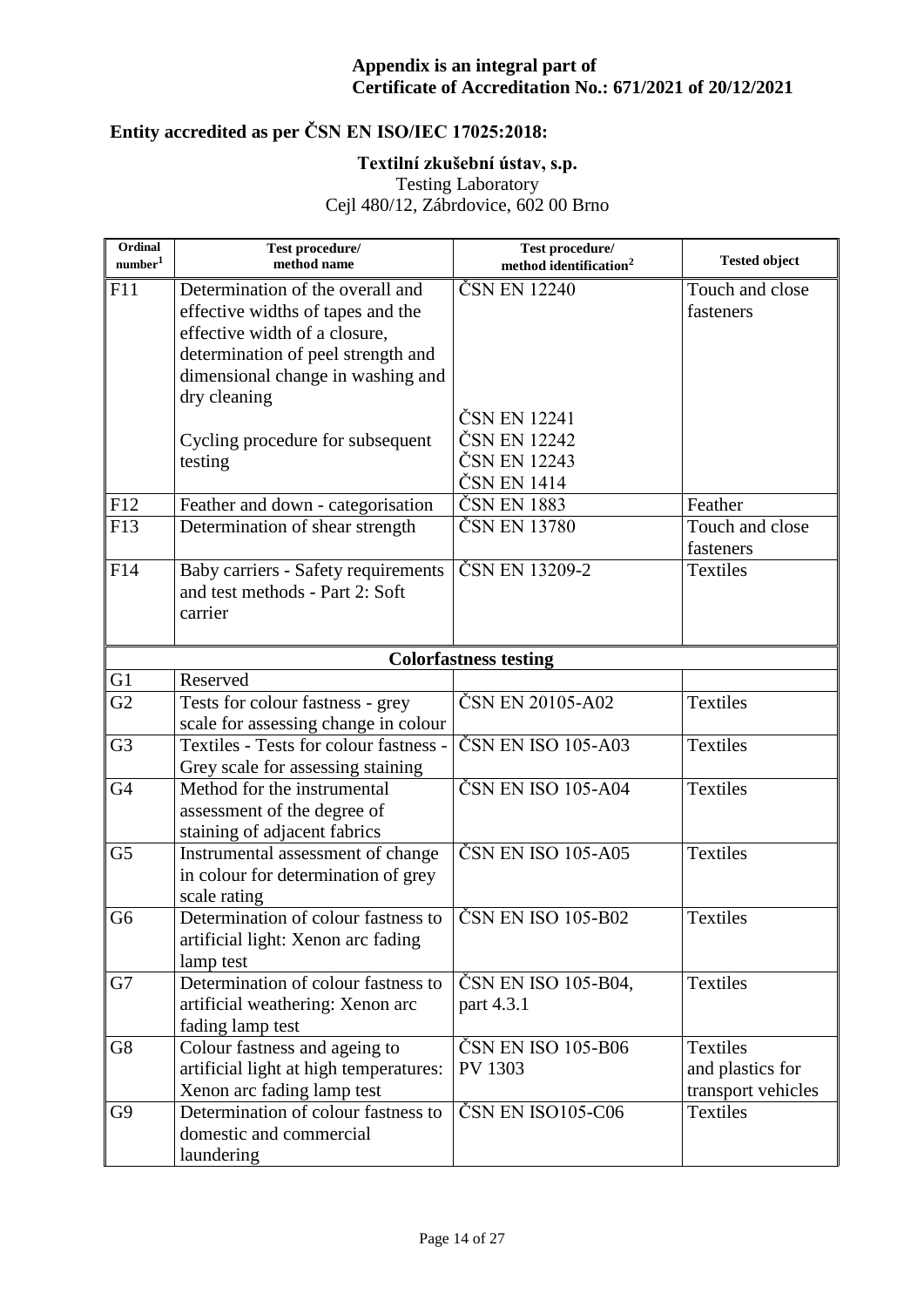**Appendix is an integral part of Certificate of Accreditation No.: 671/2021 of 20/12/2021**

**Entity accredited as per ČSN EN ISO/IEC 17025:2018:**

**Textilní zkušební ústav, s.p.**
Testing Laboratory
Cejl 480/12, Zábrdovice, 602 00 Brno

| Ordinal number[1] | Test procedure/ method name | Test procedure/ method identification[2] | Tested object |
|---|---|---|---|
| F11 | Determination of the overall and effective widths of tapes and the effective width of a closure, determination of peel strength and dimensional change in washing and dry cleaning<br><br>Cycling procedure for subsequent testing | ČSN EN 12240<br><br>ČSN EN 12241<br>ČSN EN 12242<br>ČSN EN 12243<br>ČSN EN 1414 | Touch and close fasteners |
| F12 | Feather and down - categorisation | ČSN EN 1883 | Feather |
| F13 | Determination of shear strength | ČSN EN 13780 | Touch and close fasteners |
| F14 | Baby carriers - Safety requirements and test methods - Part 2: Soft carrier | ČSN EN 13209-2 | Textiles |
| | **Colorfastness testing** | | |
| G1 | Reserved | | |
| G2 | Tests for colour fastness - grey scale for assessing change in colour | ČSN EN 20105-A02 | Textiles |
| G3 | Textiles - Tests for colour fastness - Grey scale for assessing staining | ČSN EN ISO 105-A03 | Textiles |
| G4 | Method for the instrumental assessment of the degree of staining of adjacent fabrics | ČSN EN ISO 105-A04 | Textiles |
| G5 | Instrumental assessment of change in colour for determination of grey scale rating | ČSN EN ISO 105-A05 | Textiles |
| G6 | Determination of colour fastness to artificial light: Xenon arc fading lamp test | ČSN EN ISO 105-B02 | Textiles |
| G7 | Determination of colour fastness to artificial weathering: Xenon arc fading lamp test | ČSN EN ISO 105-B04, part 4.3.1 | Textiles |
| G8 | Colour fastness and ageing to artificial light at high temperatures: Xenon arc fading lamp test | ČSN EN ISO 105-B06<br>PV 1303 | Textiles and plastics for transport vehicles |
| G9 | Determination of colour fastness to domestic and commercial laundering | ČSN EN ISO105-C06 | Textiles |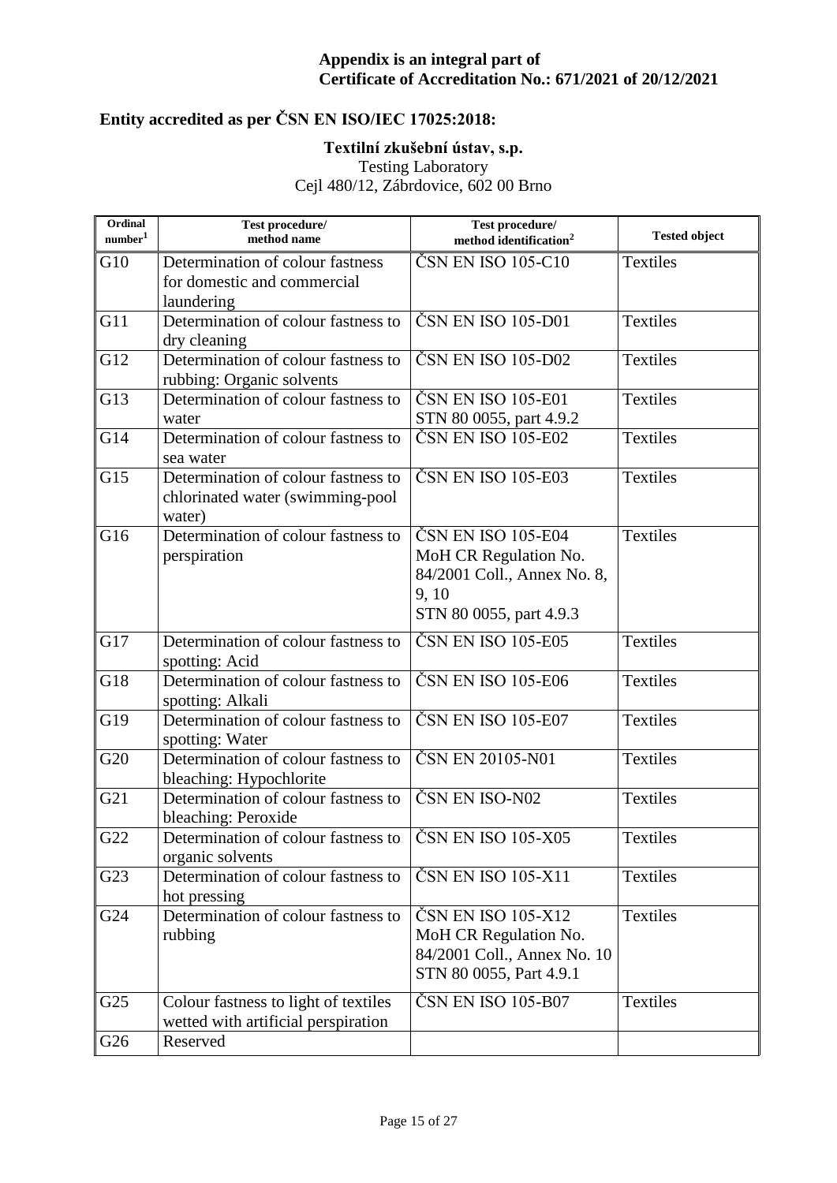**Appendix is an integral part of**
**Certificate of Accreditation No.: 671/2021 of 20/12/2021**

## Entity accredited as per ČSN EN ISO/IEC 17025:2018:

**Textilní zkušební ústav, s.p.**
Testing Laboratory
Cejl 480/12, Zábrdovice, 602 00 Brno

| Ordinal number[1] | Test procedure/ method name | Test procedure/ method identification[2] | Tested object |
|---|---|---|---|
| G10 | Determination of colour fastness for domestic and commercial laundering | ČSN EN ISO 105-C10 | Textiles |
| G11 | Determination of colour fastness to dry cleaning | ČSN EN ISO 105-D01 | Textiles |
| G12 | Determination of colour fastness to rubbing: Organic solvents | ČSN EN ISO 105-D02 | Textiles |
| G13 | Determination of colour fastness to water | ČSN EN ISO 105-E01<br>STN 80 0055, part 4.9.2 | Textiles |
| G14 | Determination of colour fastness to sea water | ČSN EN ISO 105-E02 | Textiles |
| G15 | Determination of colour fastness to chlorinated water (swimming-pool water) | ČSN EN ISO 105-E03 | Textiles |
| G16 | Determination of colour fastness to perspiration | ČSN EN ISO 105-E04<br>MoH CR Regulation No. 84/2001 Coll., Annex No. 8, 9, 10<br>STN 80 0055, part 4.9.3 | Textiles |
| G17 | Determination of colour fastness to spotting: Acid | ČSN EN ISO 105-E05 | Textiles |
| G18 | Determination of colour fastness to spotting: Alkali | ČSN EN ISO 105-E06 | Textiles |
| G19 | Determination of colour fastness to spotting: Water | ČSN EN ISO 105-E07 | Textiles |
| G20 | Determination of colour fastness to bleaching: Hypochlorite | ČSN EN 20105-N01 | Textiles |
| G21 | Determination of colour fastness to bleaching: Peroxide | ČSN EN ISO-N02 | Textiles |
| G22 | Determination of colour fastness to organic solvents | ČSN EN ISO 105-X05 | Textiles |
| G23 | Determination of colour fastness to hot pressing | ČSN EN ISO 105-X11 | Textiles |
| G24 | Determination of colour fastness to rubbing | ČSN EN ISO 105-X12<br>MoH CR Regulation No. 84/2001 Coll., Annex No. 10<br>STN 80 0055, Part 4.9.1 | Textiles |
| G25 | Colour fastness to light of textiles wetted with artificial perspiration | ČSN EN ISO 105-B07 | Textiles |
| G26 | Reserved | | |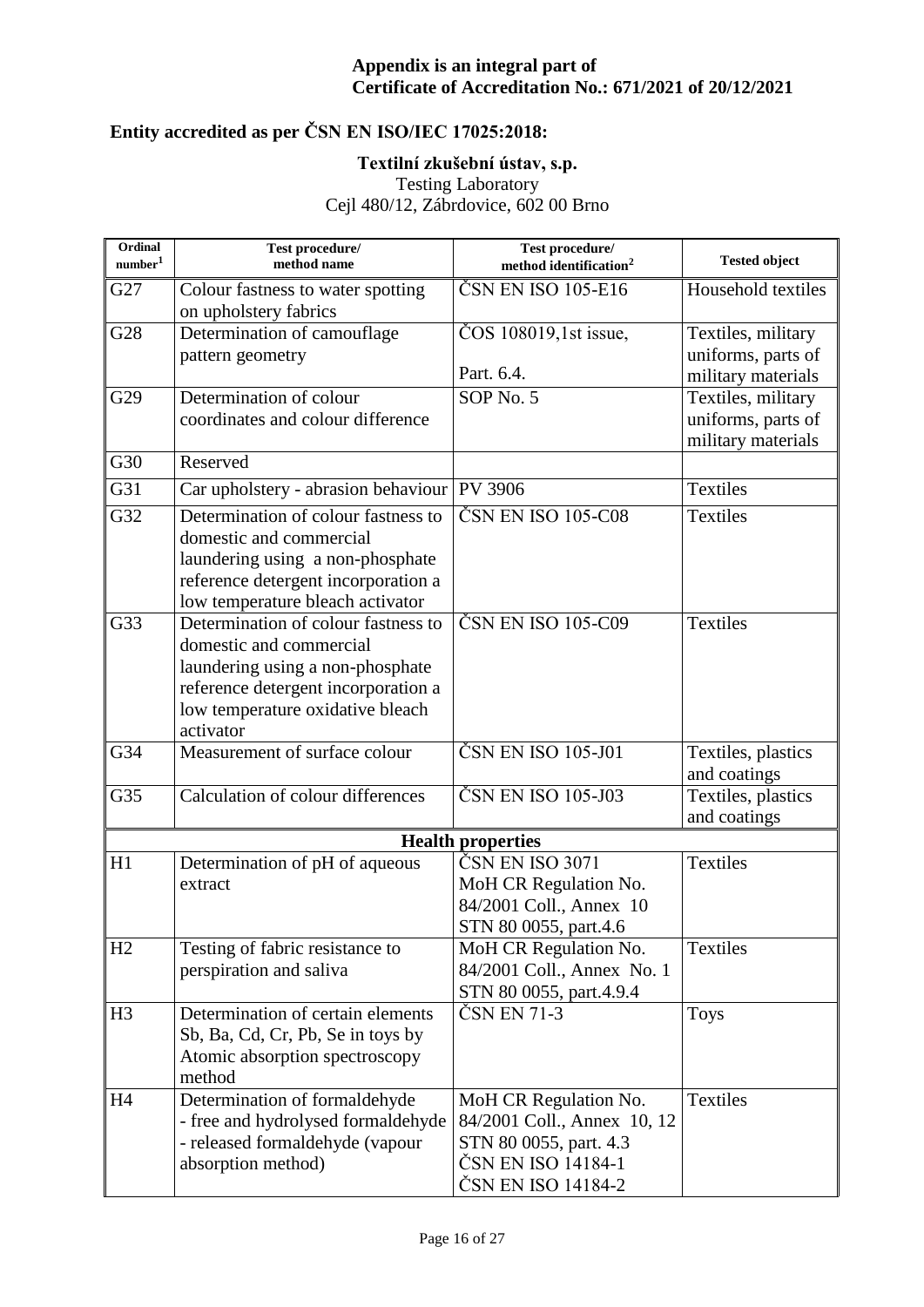**Appendix is an integral part of Certificate of Accreditation No.: 671/2021 of 20/12/2021**

**Entity accredited as per ČSN EN ISO/IEC 17025:2018:**

**Textilní zkušební ústav, s.p.**
Testing Laboratory
Cejl 480/12, Zábrdovice, 602 00 Brno

| Ordinal number[1] | Test procedure/ method name | Test procedure/ method identification[2] | Tested object |
|---|---|---|---|
| G27 | Colour fastness to water spotting on upholstery fabrics | ČSN EN ISO 105-E16 | Household textiles |
| G28 | Determination of camouflage pattern geometry | ČOS 108019,1st issue, Part. 6.4. | Textiles, military uniforms, parts of military materials |
| G29 | Determination of colour coordinates and colour difference | SOP No. 5 | Textiles, military uniforms, parts of military materials |
| G30 | Reserved | | |
| G31 | Car upholstery - abrasion behaviour | PV 3906 | Textiles |
| G32 | Determination of colour fastness to domestic and commercial laundering using a non-phosphate reference detergent incorporation a low temperature bleach activator | ČSN EN ISO 105-C08 | Textiles |
| G33 | Determination of colour fastness to domestic and commercial laundering using a non-phosphate reference detergent incorporation a low temperature oxidative bleach activator | ČSN EN ISO 105-C09 | Textiles |
| G34 | Measurement of surface colour | ČSN EN ISO 105-J01 | Textiles, plastics and coatings |
| G35 | Calculation of colour differences | ČSN EN ISO 105-J03 | Textiles, plastics and coatings |
| | **Health properties** | | |
| H1 | Determination of pH of aqueous extract | ČSN EN ISO 3071<br>MoH CR Regulation No. 84/2001 Coll., Annex 10<br>STN 80 0055, part.4.6 | Textiles |
| H2 | Testing of fabric resistance to perspiration and saliva | MoH CR Regulation No. 84/2001 Coll., Annex No. 1<br>STN 80 0055, part.4.9.4 | Textiles |
| H3 | Determination of certain elements Sb, Ba, Cd, Cr, Pb, Se in toys by Atomic absorption spectroscopy method | ČSN EN 71-3 | Toys |
| H4 | Determination of formaldehyde<br>- free and hydrolysed formaldehyde<br>- released formaldehyde (vapour absorption method) | MoH CR Regulation No. 84/2001 Coll., Annex 10, 12<br>STN 80 0055, part. 4.3<br>ČSN EN ISO 14184-1<br>ČSN EN ISO 14184-2 | Textiles |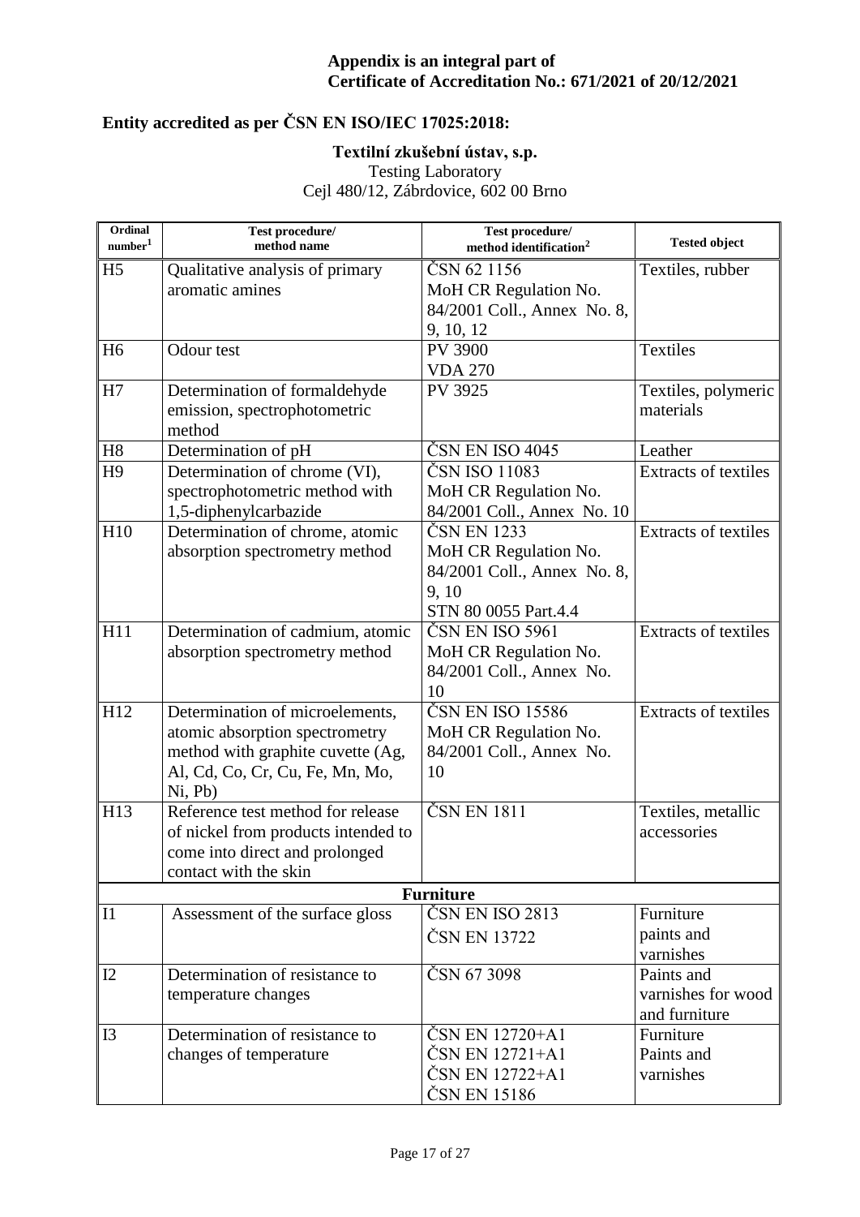**Appendix is an integral part of Certificate of Accreditation No.: 671/2021 of 20/12/2021**

**Entity accredited as per ČSN EN ISO/IEC 17025:2018:**

**Textilní zkušební ústav, s.p.**
Testing Laboratory
Cejl 480/12, Zábrdovice, 602 00 Brno

| Ordinal number[1] | Test procedure/ method name | Test procedure/ method identification[2] | Tested object |
|---|---|---|---|
| H5 | Qualitative analysis of primary aromatic amines | ČSN 62 1156 MoH CR Regulation No. 84/2001 Coll., Annex No. 8, 9, 10, 12 | Textiles, rubber |
| H6 | Odour test | PV 3900 VDA 270 | Textiles |
| H7 | Determination of formaldehyde emission, spectrophotometric method | PV 3925 | Textiles, polymeric materials |
| H8 | Determination of pH | ČSN EN ISO 4045 | Leather |
| H9 | Determination of chrome (VI), spectrophotometric method with 1,5-diphenylcarbazide | ČSN ISO 11083 MoH CR Regulation No. 84/2001 Coll., Annex No. 10 | Extracts of textiles |
| H10 | Determination of chrome, atomic absorption spectrometry method | ČSN EN 1233 MoH CR Regulation No. 84/2001 Coll., Annex No. 8, 9, 10 STN 80 0055 Part.4.4 | Extracts of textiles |
| H11 | Determination of cadmium, atomic absorption spectrometry method | ČSN EN ISO 5961 MoH CR Regulation No. 84/2001 Coll., Annex No. 10 | Extracts of textiles |
| H12 | Determination of microelements, atomic absorption spectrometry method with graphite cuvette (Ag, Al, Cd, Co, Cr, Cu, Fe, Mn, Mo, Ni, Pb) | ČSN EN ISO 15586 MoH CR Regulation No. 84/2001 Coll., Annex No. 10 | Extracts of textiles |
| H13 | Reference test method for release of nickel from products intended to come into direct and prolonged contact with the skin | ČSN EN 1811 | Textiles, metallic accessories |
| **Furniture** | | | |
| I1 | Assessment of the surface gloss | ČSN EN ISO 2813 ČSN EN 13722 | Furniture paints and varnishes |
| I2 | Determination of resistance to temperature changes | ČSN 67 3098 | Paints and varnishes for wood and furniture |
| I3 | Determination of resistance to changes of temperature | ČSN EN 12720+A1 ČSN EN 12721+A1 ČSN EN 12722+A1 ČSN EN 15186 | Furniture Paints and varnishes |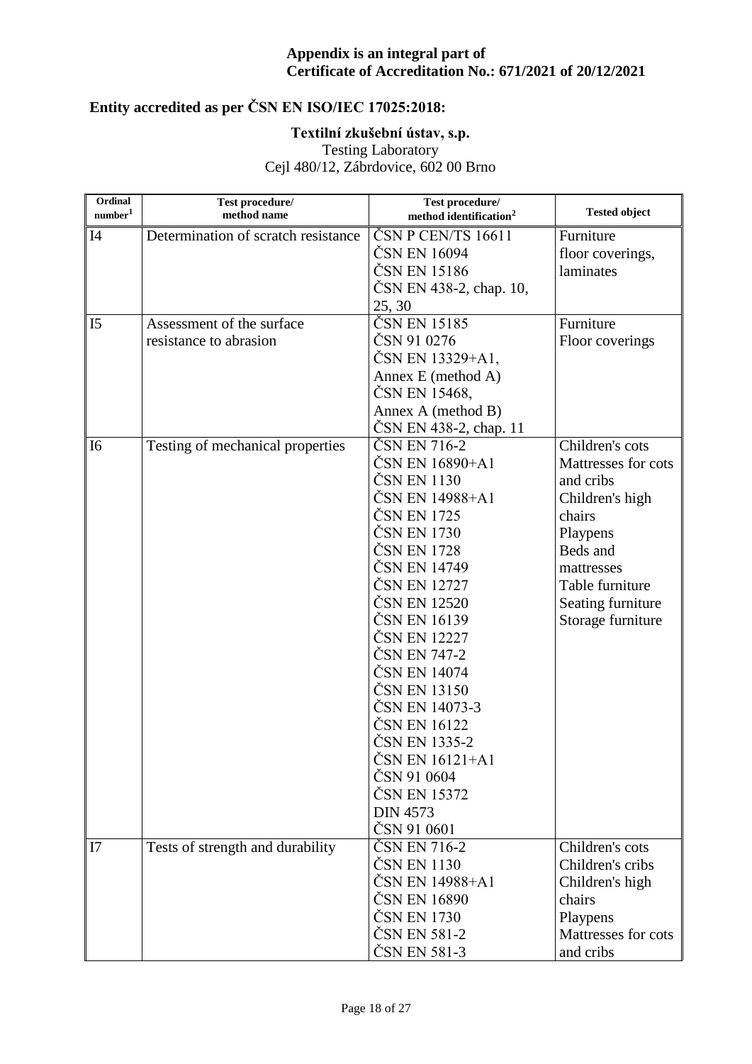**Appendix is an integral part of**
**Certificate of Accreditation No.: 671/2021 of 20/12/2021**

## Entity accredited as per ČSN EN ISO/IEC 17025:2018:

**Textilní zkušební ústav, s.p.**
Testing Laboratory
Cejl 480/12, Zábrdovice, 602 00 Brno

| Ordinal number[1] | Test procedure/ method name | Test procedure/ method identification[2] | Tested object |
|---|---|---|---|
| I4 | Determination of scratch resistance | ČSN P CEN/TS 16611<br>ČSN EN 16094<br>ČSN EN 15186<br>ČSN EN 438-2, chap. 10, 25, 30 | Furniture<br>floor coverings,<br>laminates |
| I5 | Assessment of the surface resistance to abrasion | ČSN EN 15185<br>ČSN 91 0276<br>ČSN EN 13329+A1, Annex E (method A)<br>ČSN EN 15468, Annex A (method B)<br>ČSN EN 438-2, chap. 11 | Furniture<br>Floor coverings |
| I6 | Testing of mechanical properties | ČSN EN 716-2<br>ČSN EN 16890+A1<br>ČSN EN 1130<br>ČSN EN 14988+A1<br>ČSN EN 1725<br>ČSN EN 1730<br>ČSN EN 1728<br>ČSN EN 14749<br>ČSN EN 12727<br>ČSN EN 12520<br>ČSN EN 16139<br>ČSN EN 12227<br>ČSN EN 747-2<br>ČSN EN 14074<br>ČSN EN 13150<br>ČSN EN 14073-3<br>ČSN EN 16122<br>ČSN EN 1335-2<br>ČSN EN 16121+A1<br>ČSN 91 0604<br>ČSN EN 15372<br>DIN 4573<br>ČSN 91 0601 | Children's cots<br>Mattresses for cots and cribs<br>Children's high chairs<br>Playpens<br>Beds and mattresses<br>Table furniture<br>Seating furniture<br>Storage furniture |
| I7 | Tests of strength and durability | ČSN EN 716-2<br>ČSN EN 1130<br>ČSN EN 14988+A1<br>ČSN EN 16890<br>ČSN EN 1730<br>ČSN EN 581-2<br>ČSN EN 581-3 | Children's cots<br>Children's cribs<br>Children's high chairs<br>Playpens<br>Mattresses for cots and cribs |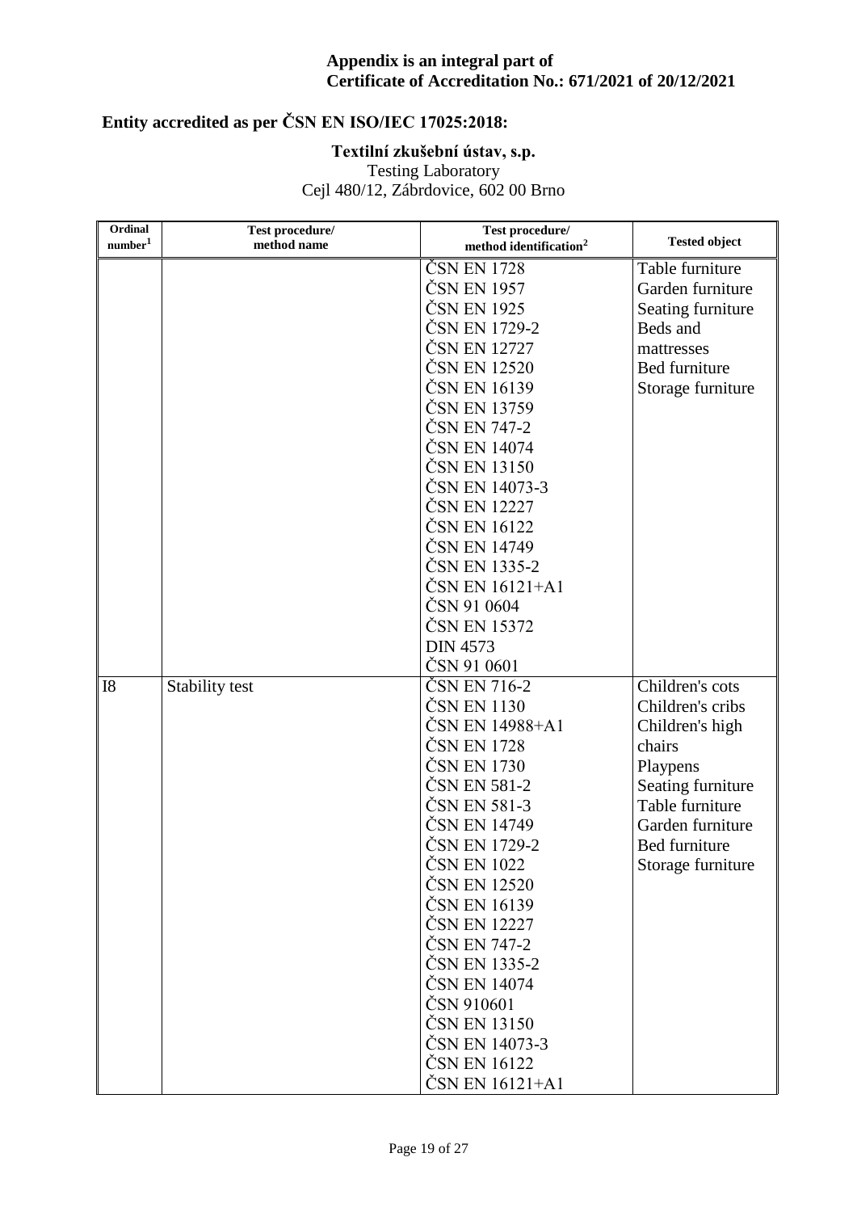**Appendix is an integral part of**
**Certificate of Accreditation No.: 671/2021 of 20/12/2021**

## Entity accredited as per ČSN EN ISO/IEC 17025:2018:

**Textilní zkušební ústav, s.p.**
Testing Laboratory
Cejl 480/12, Zábrdovice, 602 00 Brno

| Ordinal number[1] | Test procedure/ method name | Test procedure/ method identification[2] | Tested object |
|---|---|---|---|
| | | ČSN EN 1728<br>ČSN EN 1957<br>ČSN EN 1925<br>ČSN EN 1729-2<br>ČSN EN 12727<br>ČSN EN 12520<br>ČSN EN 16139<br>ČSN EN 13759<br>ČSN EN 747-2<br>ČSN EN 14074<br>ČSN EN 13150<br>ČSN EN 14073-3<br>ČSN EN 12227<br>ČSN EN 16122<br>ČSN EN 14749<br>ČSN EN 1335-2<br>ČSN EN 16121+A1<br>ČSN 91 0604<br>ČSN EN 15372<br>DIN 4573<br>ČSN 91 0601 | Table furniture<br>Garden furniture<br>Seating furniture<br>Beds and mattresses<br>Bed furniture<br>Storage furniture |
| I8 | Stability test | ČSN EN 716-2<br>ČSN EN 1130<br>ČSN EN 14988+A1<br>ČSN EN 1728<br>ČSN EN 1730<br>ČSN EN 581-2<br>ČSN EN 581-3<br>ČSN EN 14749<br>ČSN EN 1729-2<br>ČSN EN 1022<br>ČSN EN 12520<br>ČSN EN 16139<br>ČSN EN 12227<br>ČSN EN 747-2<br>ČSN EN 1335-2<br>ČSN EN 14074<br>ČSN 910601<br>ČSN EN 13150<br>ČSN EN 14073-3<br>ČSN EN 16122<br>ČSN EN 16121+A1 | Children's cots<br>Children's cribs<br>Children's high chairs<br>Playpens<br>Seating furniture<br>Table furniture<br>Garden furniture<br>Bed furniture<br>Storage furniture |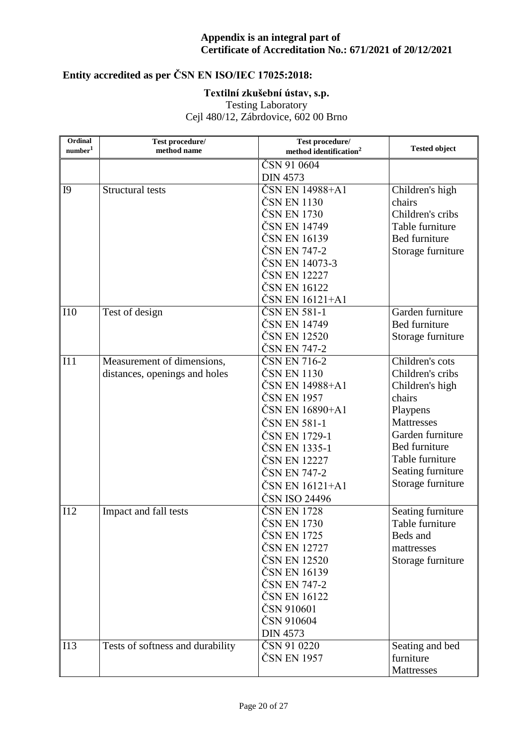**Appendix is an integral part of Certificate of Accreditation No.: 671/2021 of 20/12/2021**

## Entity accredited as per ČSN EN ISO/IEC 17025:2018:

**Textilní zkušební ústav, s.p.**
Testing Laboratory
Cejl 480/12, Zábrdovice, 602 00 Brno

| Ordinal number[1] | Test procedure/ method name | Test procedure/ method identification[2] | Tested object |
|---|---|---|---|
| | | ČSN 91 0604<br>DIN 4573 | |
| I9 | Structural tests | ČSN EN 14988+A1<br>ČSN EN 1130<br>ČSN EN 1730<br>ČSN EN 14749<br>ČSN EN 16139<br>ČSN EN 747-2<br>ČSN EN 14073-3<br>ČSN EN 12227<br>ČSN EN 16122<br>ČSN EN 16121+A1 | Children's high chairs<br>Children's cribs<br>Table furniture<br>Bed furniture<br>Storage furniture |
| I10 | Test of design | ČSN EN 581-1<br>ČSN EN 14749<br>ČSN EN 12520<br>ČSN EN 747-2 | Garden furniture<br>Bed furniture<br>Storage furniture |
| I11 | Measurement of dimensions, distances, openings and holes | ČSN EN 716-2<br>ČSN EN 1130<br>ČSN EN 14988+A1<br>ČSN EN 1957<br>ČSN EN 16890+A1<br>ČSN EN 581-1<br>ČSN EN 1729-1<br>ČSN EN 1335-1<br>ČSN EN 12227<br>ČSN EN 747-2<br>ČSN EN 16121+A1<br>ČSN ISO 24496 | Children's cots<br>Children's cribs<br>Children's high chairs<br>Playpens<br>Mattresses<br>Garden furniture<br>Bed furniture<br>Table furniture<br>Seating furniture<br>Storage furniture |
| I12 | Impact and fall tests | ČSN EN 1728<br>ČSN EN 1730<br>ČSN EN 1725<br>ČSN EN 12727<br>ČSN EN 12520<br>ČSN EN 16139<br>ČSN EN 747-2<br>ČSN EN 16122<br>ČSN 910601<br>ČSN 910604<br>DIN 4573 | Seating furniture<br>Table furniture<br>Beds and mattresses<br>Storage furniture |
| I13 | Tests of softness and durability | ČSN 91 0220<br>ČSN EN 1957 | Seating and bed furniture<br>Mattresses |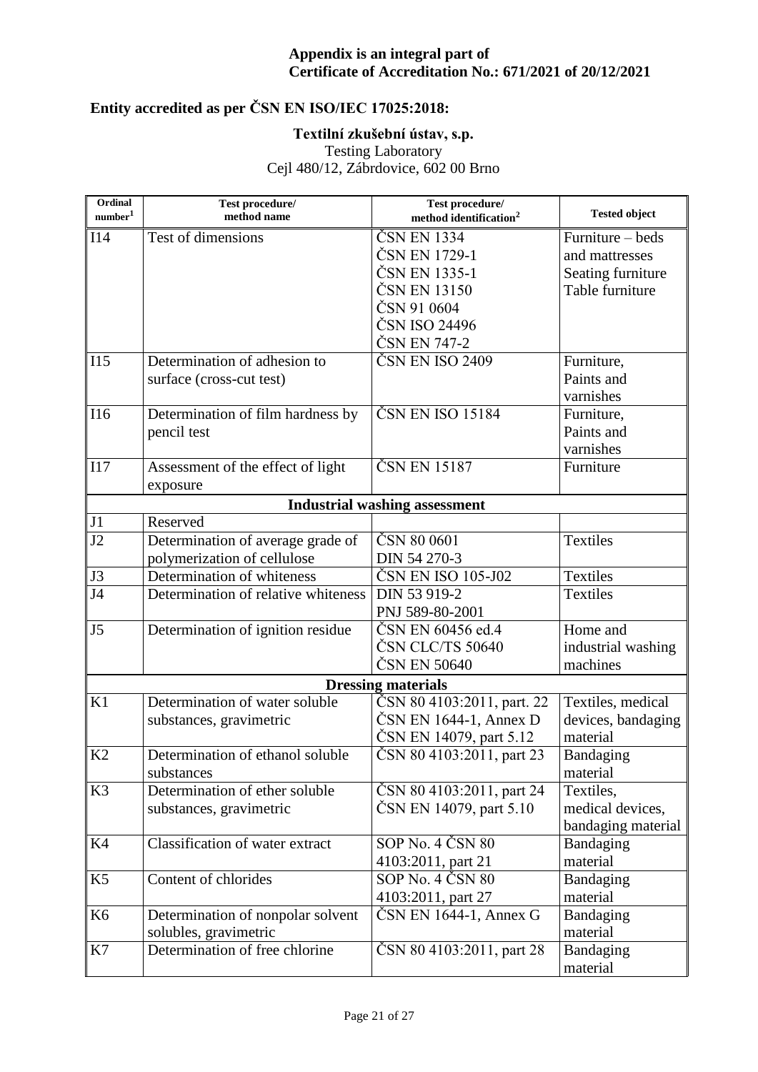**Appendix is an integral part of**
**Certificate of Accreditation No.: 671/2021 of 20/12/2021**

## Entity accredited as per ČSN EN ISO/IEC 17025:2018:

**Textilní zkušební ústav, s.p.**
Testing Laboratory
Cejl 480/12, Zábrdovice, 602 00 Brno

| Ordinal number[1] | Test procedure/ method name | Test procedure/ method identification[2] | Tested object |
|---|---|---|---|
| I14 | Test of dimensions | ČSN EN 1334<br>ČSN EN 1729-1<br>ČSN EN 1335-1<br>ČSN EN 13150<br>ČSN 91 0604<br>ČSN ISO 24496<br>ČSN EN 747-2 | Furniture – beds and mattresses<br>Seating furniture<br>Table furniture |
| I15 | Determination of adhesion to surface (cross-cut test) | ČSN EN ISO 2409 | Furniture, Paints and varnishes |
| I16 | Determination of film hardness by pencil test | ČSN EN ISO 15184 | Furniture, Paints and varnishes |
| I17 | Assessment of the effect of light exposure | ČSN EN 15187 | Furniture |
| **Industrial washing assessment** | | | |
| J1 | Reserved | | |
| J2 | Determination of average grade of polymerization of cellulose | ČSN 80 0601<br>DIN 54 270-3 | Textiles |
| J3 | Determination of whiteness | ČSN EN ISO 105-J02 | Textiles |
| J4 | Determination of relative whiteness | DIN 53 919-2<br>PNJ 589-80-2001 | Textiles |
| J5 | Determination of ignition residue | ČSN EN 60456 ed.4<br>ČSN CLC/TS 50640<br>ČSN EN 50640 | Home and industrial washing machines |
| **Dressing materials** | | | |
| K1 | Determination of water soluble substances, gravimetric | ČSN 80 4103:2011, part. 22<br>ČSN EN 1644-1, Annex D<br>ČSN EN 14079, part 5.12 | Textiles, medical devices, bandaging material |
| K2 | Determination of ethanol soluble substances | ČSN 80 4103:2011, part 23 | Bandaging material |
| K3 | Determination of ether soluble substances, gravimetric | ČSN 80 4103:2011, part 24<br>ČSN EN 14079, part 5.10 | Textiles, medical devices, bandaging material |
| K4 | Classification of water extract | SOP No. 4 ČSN 80 4103:2011, part 21 | Bandaging material |
| K5 | Content of chlorides | SOP No. 4 ČSN 80 4103:2011, part 27 | Bandaging material |
| K6 | Determination of nonpolar solvent solubles, gravimetric | ČSN EN 1644-1, Annex G | Bandaging material |
| K7 | Determination of free chlorine | ČSN 80 4103:2011, part 28 | Bandaging material |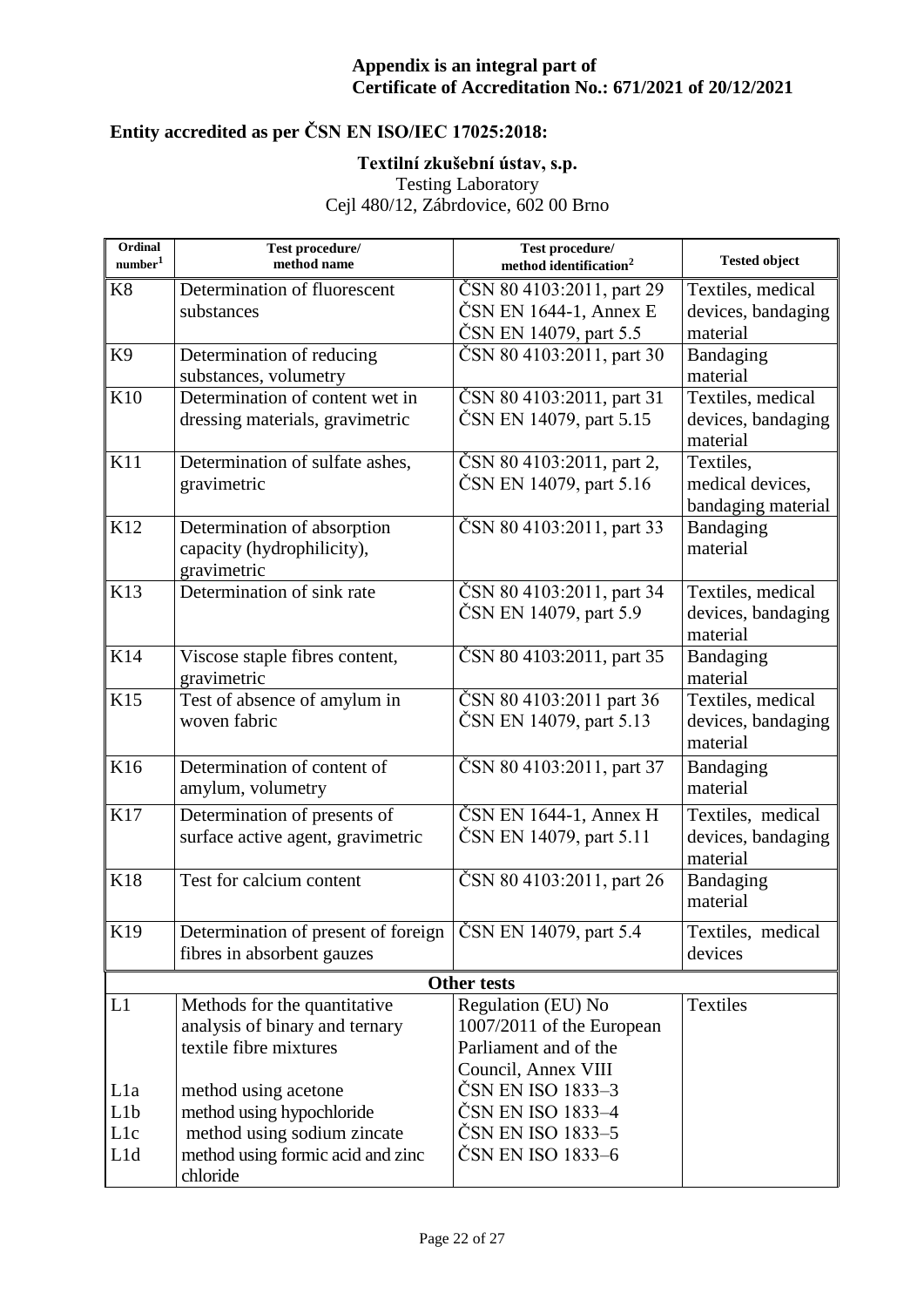**Appendix is an integral part of Certificate of Accreditation No.: 671/2021 of 20/12/2021**

## Entity accredited as per ČSN EN ISO/IEC 17025:2018:

**Textilní zkušební ústav, s.p.**
Testing Laboratory
Cejl 480/12, Zábrdovice, 602 00 Brno

| Ordinal number[1] | Test procedure/ method name | Test procedure/ method identification[2] | Tested object |
|---|---|---|---|
| K8 | Determination of fluorescent substances | ČSN 80 4103:2011, part 29 ČSN EN 1644-1, Annex E ČSN EN 14079, part 5.5 | Textiles, medical devices, bandaging material |
| K9 | Determination of reducing substances, volumetry | ČSN 80 4103:2011, part 30 | Bandaging material |
| K10 | Determination of content wet in dressing materials, gravimetric | ČSN 80 4103:2011, part 31 ČSN EN 14079, part 5.15 | Textiles, medical devices, bandaging material |
| K11 | Determination of sulfate ashes, gravimetric | ČSN 80 4103:2011, part 2, ČSN EN 14079, part 5.16 | Textiles, medical devices, bandaging material |
| K12 | Determination of absorption capacity (hydrophilicity), gravimetric | ČSN 80 4103:2011, part 33 | Bandaging material |
| K13 | Determination of sink rate | ČSN 80 4103:2011, part 34 ČSN EN 14079, part 5.9 | Textiles, medical devices, bandaging material |
| K14 | Viscose staple fibres content, gravimetric | ČSN 80 4103:2011, part 35 | Bandaging material |
| K15 | Test of absence of amylum in woven fabric | ČSN 80 4103:2011 part 36 ČSN EN 14079, part 5.13 | Textiles, medical devices, bandaging material |
| K16 | Determination of content of amylum, volumetry | ČSN 80 4103:2011, part 37 | Bandaging material |
| K17 | Determination of presents of surface active agent, gravimetric | ČSN EN 1644-1, Annex H ČSN EN 14079, part 5.11 | Textiles, medical devices, bandaging material |
| K18 | Test for calcium content | ČSN 80 4103:2011, part 26 | Bandaging material |
| K19 | Determination of present of foreign fibres in absorbent gauzes | ČSN EN 14079, part 5.4 | Textiles, medical devices |
| **Other tests** | | | |
| L1 | Methods for the quantitative analysis of binary and ternary textile fibre mixtures | Regulation (EU) No 1007/2011 of the European Parliament and of the Council, Annex VIII | Textiles |
| L1a | method using acetone | ČSN EN ISO 1833–3 | |
| L1b | method using hypochloride | ČSN EN ISO 1833–4 | |
| L1c | method using sodium zincate | ČSN EN ISO 1833–5 | |
| L1d | method using formic acid and zinc chloride | ČSN EN ISO 1833–6 | |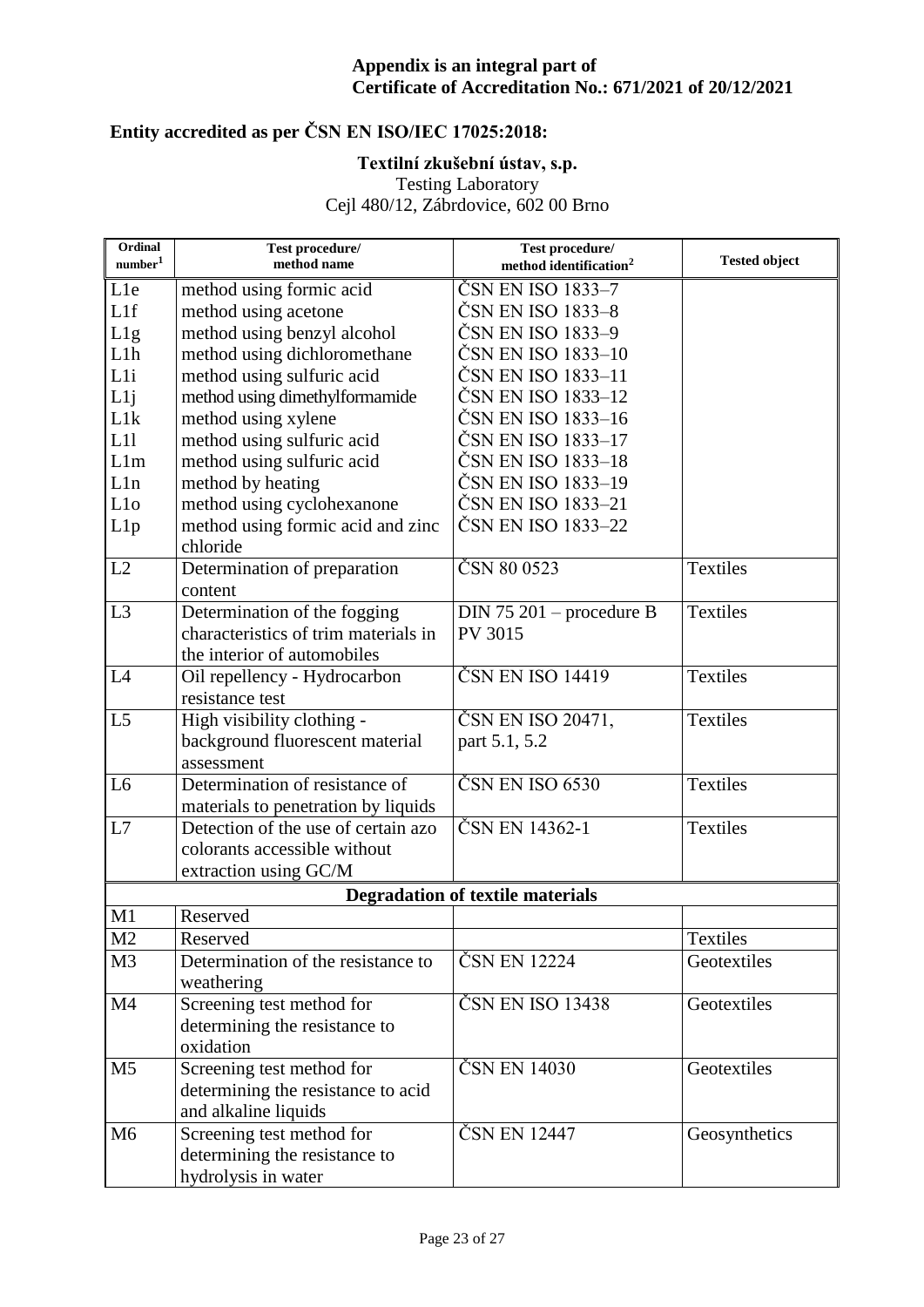**Appendix is an integral part of**
**Certificate of Accreditation No.: 671/2021 of 20/12/2021**

**Entity accredited as per ČSN EN ISO/IEC 17025:2018:**

**Textilní zkušební ústav, s.p.**
Testing Laboratory
Cejl 480/12, Zábrdovice, 602 00 Brno

| Ordinal number[1] | Test procedure/ method name | Test procedure/ method identification[2] | Tested object |
|---|---|---|---|
| L1e | method using formic acid | ČSN EN ISO 1833–7 | |
| L1f | method using acetone | ČSN EN ISO 1833–8 | |
| L1g | method using benzyl alcohol | ČSN EN ISO 1833–9 | |
| L1h | method using dichloromethane | ČSN EN ISO 1833–10 | |
| L1i | method using sulfuric acid | ČSN EN ISO 1833–11 | |
| L1j | method using dimethylformamide | ČSN EN ISO 1833–12 | |
| L1k | method using xylene | ČSN EN ISO 1833–16 | |
| L1l | method using sulfuric acid | ČSN EN ISO 1833–17 | |
| L1m | method using sulfuric acid | ČSN EN ISO 1833–18 | |
| L1n | method by heating | ČSN EN ISO 1833–19 | |
| L1o | method using cyclohexanone | ČSN EN ISO 1833–21 | |
| L1p | method using formic acid and zinc chloride | ČSN EN ISO 1833–22 | |
| L2 | Determination of preparation content | ČSN 80 0523 | Textiles |
| L3 | Determination of the fogging characteristics of trim materials in the interior of automobiles | DIN 75 201 – procedure B PV 3015 | Textiles |
| L4 | Oil repellency - Hydrocarbon resistance test | ČSN EN ISO 14419 | Textiles |
| L5 | High visibility clothing - background fluorescent material assessment | ČSN EN ISO 20471, part 5.1, 5.2 | Textiles |
| L6 | Determination of resistance of materials to penetration by liquids | ČSN EN ISO 6530 | Textiles |
| L7 | Detection of the use of certain azo colorants accessible without extraction using GC/M | ČSN EN 14362-1 | Textiles |
| | **Degradation of textile materials** | | |
| M1 | Reserved | | |
| M2 | Reserved | | Textiles |
| M3 | Determination of the resistance to weathering | ČSN EN 12224 | Geotextiles |
| M4 | Screening test method for determining the resistance to oxidation | ČSN EN ISO 13438 | Geotextiles |
| M5 | Screening test method for determining the resistance to acid and alkaline liquids | ČSN EN 14030 | Geotextiles |
| M6 | Screening test method for determining the resistance to hydrolysis in water | ČSN EN 12447 | Geosynthetics |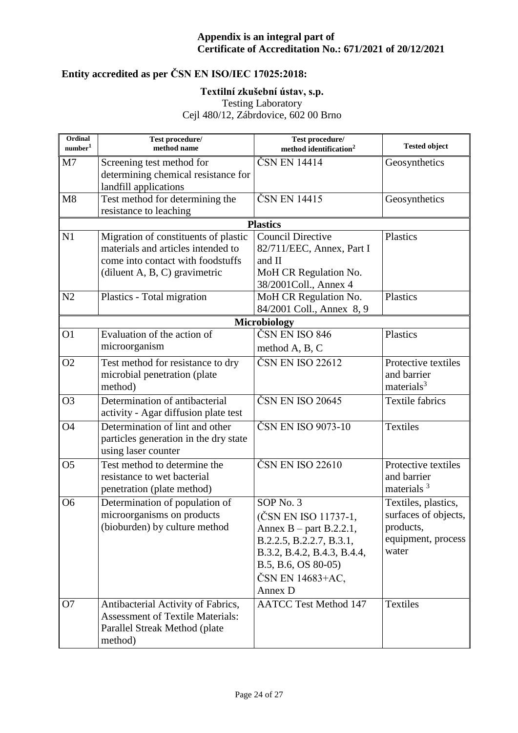**Appendix is an integral part of Certificate of Accreditation No.: 671/2021 of 20/12/2021**

**Entity accredited as per ČSN EN ISO/IEC 17025:2018:**

**Textilní zkušební ústav, s.p.**
Testing Laboratory
Cejl 480/12, Zábrdovice, 602 00 Brno

| Ordinal number[1] | Test procedure/ method name | Test procedure/ method identification[2] | Tested object |
|---|---|---|---|
| M7 | Screening test method for determining chemical resistance for landfill applications | ČSN EN 14414 | Geosynthetics |
| M8 | Test method for determining the resistance to leaching | ČSN EN 14415 | Geosynthetics |
| | **Plastics** | | |
| N1 | Migration of constituents of plastic materials and articles intended to come into contact with foodstuffs (diluent A, B, C) gravimetric | Council Directive 82/711/EEC, Annex, Part I and II<br>MoH CR Regulation No. 38/2001Coll., Annex 4 | Plastics |
| N2 | Plastics - Total migration | MoH CR Regulation No. 84/2001 Coll., Annex 8, 9 | Plastics |
| | **Microbiology** | | |
| O1 | Evaluation of the action of microorganism | ČSN EN ISO 846<br>method A, B, C | Plastics |
| O2 | Test method for resistance to dry microbial penetration (plate method) | ČSN EN ISO 22612 | Protective textiles and barrier materials[3] |
| O3 | Determination of antibacterial activity - Agar diffusion plate test | ČSN EN ISO 20645 | Textile fabrics |
| O4 | Determination of lint and other particles generation in the dry state using laser counter | ČSN EN ISO 9073-10 | Textiles |
| O5 | Test method to determine the resistance to wet bacterial penetration (plate method) | ČSN EN ISO 22610 | Protective textiles and barrier materials [3] |
| O6 | Determination of population of microorganisms on products (bioburden) by culture method | SOP No. 3<br>(ČSN EN ISO 11737-1, Annex B – part B.2.2.1, B.2.2.5, B.2.2.7, B.3.1, B.3.2, B.4.2, B.4.3, B.4.4, B.5, B.6, OS 80-05)<br>ČSN EN 14683+AC, Annex D | Textiles, plastics, surfaces of objects, products, equipment, process water |
| O7 | Antibacterial Activity of Fabrics, Assessment of Textile Materials: Parallel Streak Method (plate method) | AATCC Test Method 147 | Textiles |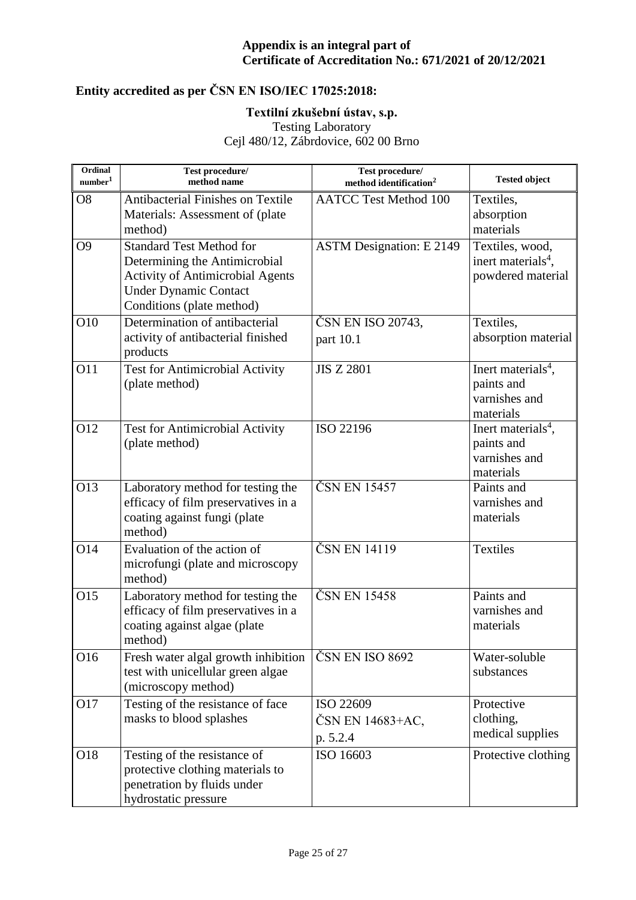**Appendix is an integral part of**
**Certificate of Accreditation No.: 671/2021 of 20/12/2021**

**Entity accredited as per ČSN EN ISO/IEC 17025:2018:**

**Textilní zkušební ústav, s.p.**
Testing Laboratory
Cejl 480/12, Zábrdovice, 602 00 Brno

| Ordinal number[1] | Test procedure/ method name | Test procedure/ method identification[2] | Tested object |
|---|---|---|---|
| O8 | Antibacterial Finishes on Textile Materials: Assessment of (plate method) | AATCC Test Method 100 | Textiles, absorption materials |
| O9 | Standard Test Method for Determining the Antimicrobial Activity of Antimicrobial Agents Under Dynamic Contact Conditions (plate method) | ASTM Designation: E 2149 | Textiles, wood, inert materials[4], powdered material |
| O10 | Determination of antibacterial activity of antibacterial finished products | ČSN EN ISO 20743, part 10.1 | Textiles, absorption material |
| O11 | Test for Antimicrobial Activity (plate method) | JIS Z 2801 | Inert materials[4], paints and varnishes and materials |
| O12 | Test for Antimicrobial Activity (plate method) | ISO 22196 | Inert materials[4], paints and varnishes and materials |
| O13 | Laboratory method for testing the efficacy of film preservatives in a coating against fungi (plate method) | ČSN EN 15457 | Paints and varnishes and materials |
| O14 | Evaluation of the action of microfungi (plate and microscopy method) | ČSN EN 14119 | Textiles |
| O15 | Laboratory method for testing the efficacy of film preservatives in a coating against algae (plate method) | ČSN EN 15458 | Paints and varnishes and materials |
| O16 | Fresh water algal growth inhibition test with unicellular green algae (microscopy method) | ČSN EN ISO 8692 | Water-soluble substances |
| O17 | Testing of the resistance of face masks to blood splashes | ISO 22609 ČSN EN 14683+AC, p. 5.2.4 | Protective clothing, medical supplies |
| O18 | Testing of the resistance of protective clothing materials to penetration by fluids under hydrostatic pressure | ISO 16603 | Protective clothing |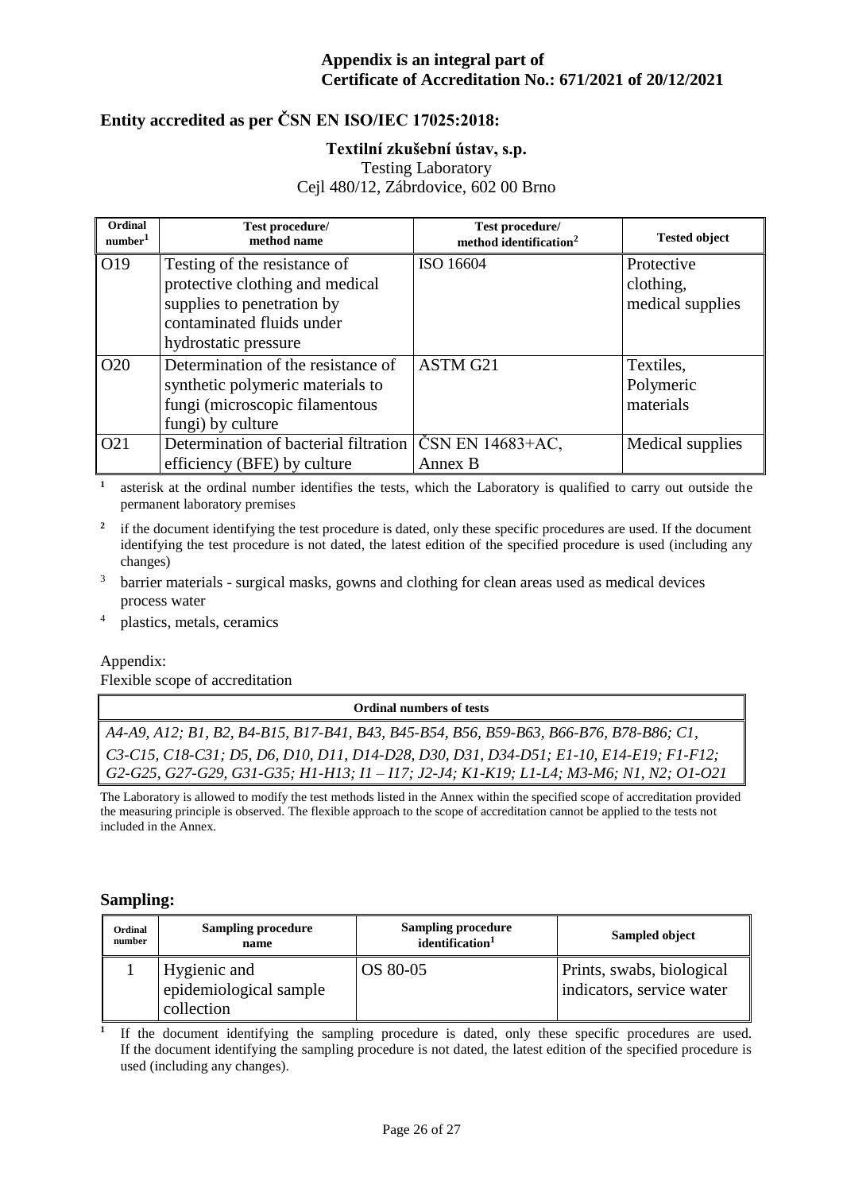**Appendix is an integral part of**
**Certificate of Accreditation No.: 671/2021 of 20/12/2021**

## Entity accredited as per ČSN EN ISO/IEC 17025:2018:

**Textilní zkušební ústav, s.p.**
Testing Laboratory
Cejl 480/12, Zábrdovice, 602 00 Brno

| Ordinal number[1] | Test procedure/ method name | Test procedure/ method identification[2] | Tested object |
|---|---|---|---|
| O19 | Testing of the resistance of protective clothing and medical supplies to penetration by contaminated fluids under hydrostatic pressure | ISO 16604 | Protective clothing, medical supplies |
| O20 | Determination of the resistance of synthetic polymeric materials to fungi (microscopic filamentous fungi) by culture | ASTM G21 | Textiles, Polymeric materials |
| O21 | Determination of bacterial filtration efficiency (BFE) by culture | ČSN EN 14683+AC, Annex B | Medical supplies |

[1] asterisk at the ordinal number identifies the tests, which the Laboratory is qualified to carry out outside the permanent laboratory premises

[2] if the document identifying the test procedure is dated, only these specific procedures are used. If the document identifying the test procedure is not dated, the latest edition of the specified procedure is used (including any changes)

[3] barrier materials - surgical masks, gowns and clothing for clean areas used as medical devices process water

[4] plastics, metals, ceramics

Appendix:
Flexible scope of accreditation

| Ordinal numbers of tests |
|---|
| *A4-A9, A12; B1, B2, B4-B15, B17-B41, B43, B45-B54, B56, B59-B63, B66-B76, B78-B86; C1, C3-C15, C18-C31; D5, D6, D10, D11, D14-D28, D30, D31, D34-D51; E1-10, E14-E19; F1-F12; G2-G25, G27-G29, G31-G35; H1-H13; I1 – I17; J2-J4; K1-K19; L1-L4; M3-M6; N1, N2; O1-O21* |

The Laboratory is allowed to modify the test methods listed in the Annex within the specified scope of accreditation provided the measuring principle is observed. The flexible approach to the scope of accreditation cannot be applied to the tests not included in the Annex.

## Sampling:

| Ordinal number | Sampling procedure name | Sampling procedure identification[1] | Sampled object |
|---|---|---|---|
| 1 | Hygienic and epidemiological sample collection | OS 80-05 | Prints, swabs, biological indicators, service water |

[1] If the document identifying the sampling procedure is dated, only these specific procedures are used. If the document identifying the sampling procedure is not dated, the latest edition of the specified procedure is used (including any changes).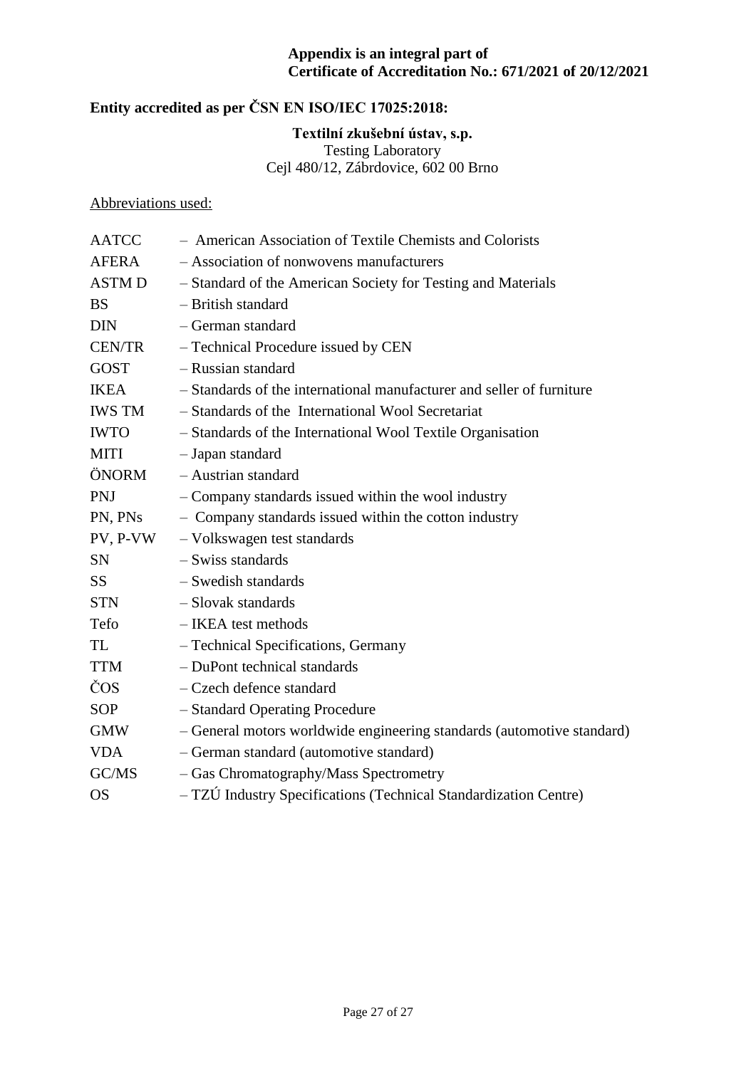**Appendix is an integral part of**
**Certificate of Accreditation No.: 671/2021 of 20/12/2021**

**Entity accredited as per ČSN EN ISO/IEC 17025:2018:**

**Textilní zkušební ústav, s.p.**
Testing Laboratory
Cejl 480/12, Zábrdovice, 602 00 Brno

Abbreviations used:

| | |
|---|---|
| AATCC | – American Association of Textile Chemists and Colorists |
| AFERA | – Association of nonwovens manufacturers |
| ASTM D | – Standard of the American Society for Testing and Materials |
| BS | – British standard |
| DIN | – German standard |
| CEN/TR | – Technical Procedure issued by CEN |
| GOST | – Russian standard |
| IKEA | – Standards of the international manufacturer and seller of furniture |
| IWS TM | – Standards of the International Wool Secretariat |
| IWTO | – Standards of the International Wool Textile Organisation |
| MITI | – Japan standard |
| ÖNORM | – Austrian standard |
| PNJ | – Company standards issued within the wool industry |
| PN, PNs | – Company standards issued within the cotton industry |
| PV, P-VW | – Volkswagen test standards |
| SN | – Swiss standards |
| SS | – Swedish standards |
| STN | – Slovak standards |
| Tefo | – IKEA test methods |
| TL | – Technical Specifications, Germany |
| TTM | – DuPont technical standards |
| ČOS | – Czech defence standard |
| SOP | – Standard Operating Procedure |
| GMW | – General motors worldwide engineering standards (automotive standard) |
| VDA | – German standard (automotive standard) |
| GC/MS | – Gas Chromatography/Mass Spectrometry |
| OS | – TZÚ Industry Specifications (Technical Standardization Centre) |